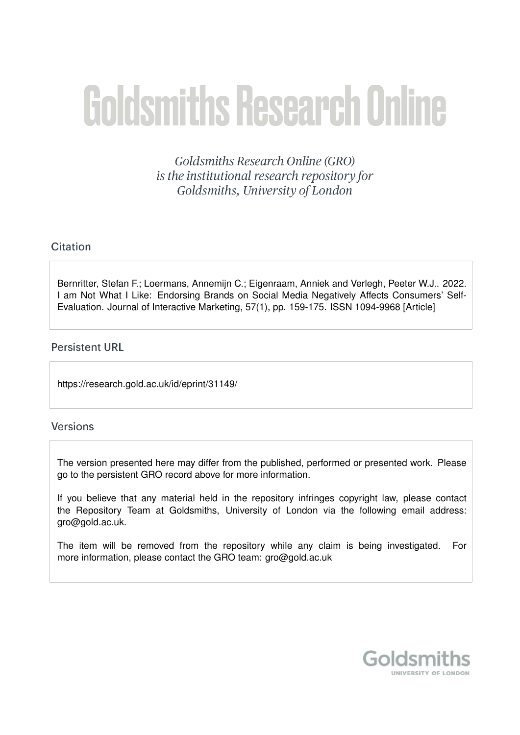# Goldsmiths Research Online

*Goldsmiths Research Online (GRO) is the institutional research repository for Goldsmiths, University of London*

## Citation

Bernritter, Stefan F.; Loermans, Annemijn C.; Eigenraam, Anniek and Verlegh, Peeter W.J.. 2022. I am Not What I Like: Endorsing Brands on Social Media Negatively Affects Consumers' Self-Evaluation. Journal of Interactive Marketing, 57(1), pp. 159-175. ISSN 1094-9968 [Article]

## Persistent URL

https://research.gold.ac.uk/id/eprint/31149/

## Versions

The version presented here may differ from the published, performed or presented work. Please go to the persistent GRO record above for more information.

If you believe that any material held in the repository infringes copyright law, please contact the Repository Team at Goldsmiths, University of London via the following email address: gro@gold.ac.uk.

The item will be removed from the repository while any claim is being investigated. For more information, please contact the GRO team: gro@gold.ac.uk

Goldsmiths
UNIVERSITY OF LONDON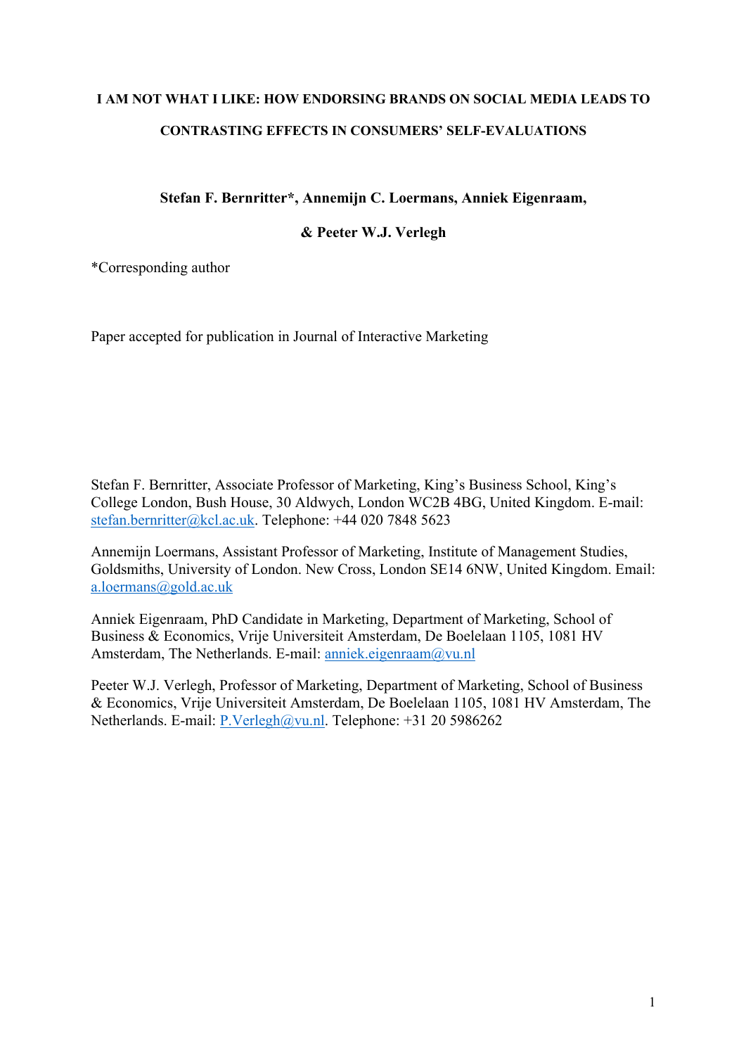# I AM NOT WHAT I LIKE: HOW ENDORSING BRANDS ON SOCIAL MEDIA LEADS TO CONTRASTING EFFECTS IN CONSUMERS' SELF-EVALUATIONS

**Stefan F. Bernritter\*, Annemijn C. Loermans, Anniek Eigenraam, & Peeter W.J. Verlegh**

\*Corresponding author

Paper accepted for publication in Journal of Interactive Marketing

Stefan F. Bernritter, Associate Professor of Marketing, King's Business School, King's College London, Bush House, 30 Aldwych, London WC2B 4BG, United Kingdom. E-mail: stefan.bernritter@kcl.ac.uk. Telephone: +44 020 7848 5623

Annemijn Loermans, Assistant Professor of Marketing, Institute of Management Studies, Goldsmiths, University of London. New Cross, London SE14 6NW, United Kingdom. Email: a.loermans@gold.ac.uk

Anniek Eigenraam, PhD Candidate in Marketing, Department of Marketing, School of Business & Economics, Vrije Universiteit Amsterdam, De Boelelaan 1105, 1081 HV Amsterdam, The Netherlands. E-mail: anniek.eigenraam@vu.nl

Peeter W.J. Verlegh, Professor of Marketing, Department of Marketing, School of Business & Economics, Vrije Universiteit Amsterdam, De Boelelaan 1105, 1081 HV Amsterdam, The Netherlands. E-mail: P.Verlegh@vu.nl. Telephone: +31 20 5986262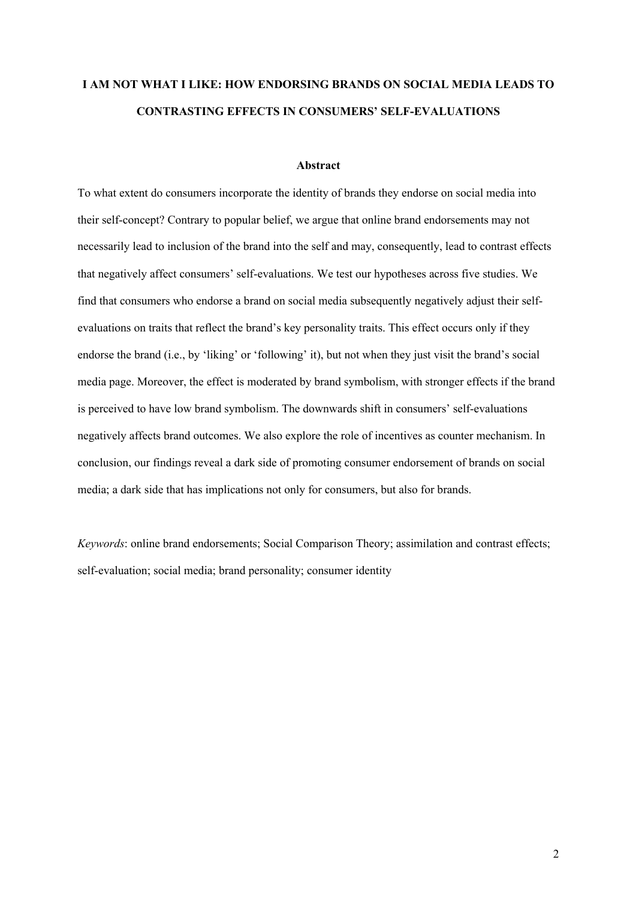# I AM NOT WHAT I LIKE: HOW ENDORSING BRANDS ON SOCIAL MEDIA LEADS TO CONTRASTING EFFECTS IN CONSUMERS' SELF-EVALUATIONS

## Abstract

To what extent do consumers incorporate the identity of brands they endorse on social media into their self-concept? Contrary to popular belief, we argue that online brand endorsements may not necessarily lead to inclusion of the brand into the self and may, consequently, lead to contrast effects that negatively affect consumers' self-evaluations. We test our hypotheses across five studies. We find that consumers who endorse a brand on social media subsequently negatively adjust their self-evaluations on traits that reflect the brand's key personality traits. This effect occurs only if they endorse the brand (i.e., by 'liking' or 'following' it), but not when they just visit the brand's social media page. Moreover, the effect is moderated by brand symbolism, with stronger effects if the brand is perceived to have low brand symbolism. The downwards shift in consumers' self-evaluations negatively affects brand outcomes. We also explore the role of incentives as counter mechanism. In conclusion, our findings reveal a dark side of promoting consumer endorsement of brands on social media; a dark side that has implications not only for consumers, but also for brands.

*Keywords*: online brand endorsements; Social Comparison Theory; assimilation and contrast effects; self-evaluation; social media; brand personality; consumer identity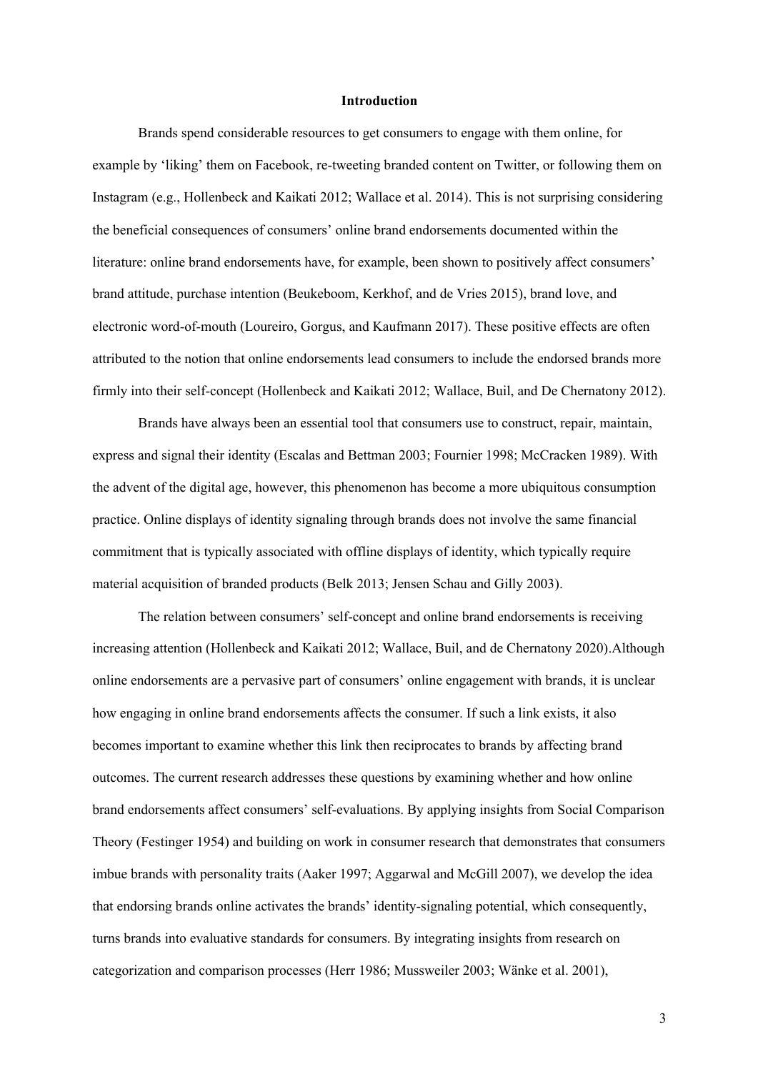## Introduction

Brands spend considerable resources to get consumers to engage with them online, for example by 'liking' them on Facebook, re-tweeting branded content on Twitter, or following them on Instagram (e.g., Hollenbeck and Kaikati 2012; Wallace et al. 2014). This is not surprising considering the beneficial consequences of consumers' online brand endorsements documented within the literature: online brand endorsements have, for example, been shown to positively affect consumers' brand attitude, purchase intention (Beukeboom, Kerkhof, and de Vries 2015), brand love, and electronic word-of-mouth (Loureiro, Gorgus, and Kaufmann 2017). These positive effects are often attributed to the notion that online endorsements lead consumers to include the endorsed brands more firmly into their self-concept (Hollenbeck and Kaikati 2012; Wallace, Buil, and De Chernatony 2012).

Brands have always been an essential tool that consumers use to construct, repair, maintain, express and signal their identity (Escalas and Bettman 2003; Fournier 1998; McCracken 1989). With the advent of the digital age, however, this phenomenon has become a more ubiquitous consumption practice. Online displays of identity signaling through brands does not involve the same financial commitment that is typically associated with offline displays of identity, which typically require material acquisition of branded products (Belk 2013; Jensen Schau and Gilly 2003).

The relation between consumers' self-concept and online brand endorsements is receiving increasing attention (Hollenbeck and Kaikati 2012; Wallace, Buil, and de Chernatony 2020).Although online endorsements are a pervasive part of consumers' online engagement with brands, it is unclear how engaging in online brand endorsements affects the consumer. If such a link exists, it also becomes important to examine whether this link then reciprocates to brands by affecting brand outcomes. The current research addresses these questions by examining whether and how online brand endorsements affect consumers' self-evaluations. By applying insights from Social Comparison Theory (Festinger 1954) and building on work in consumer research that demonstrates that consumers imbue brands with personality traits (Aaker 1997; Aggarwal and McGill 2007), we develop the idea that endorsing brands online activates the brands' identity-signaling potential, which consequently, turns brands into evaluative standards for consumers. By integrating insights from research on categorization and comparison processes (Herr 1986; Mussweiler 2003; Wänke et al. 2001),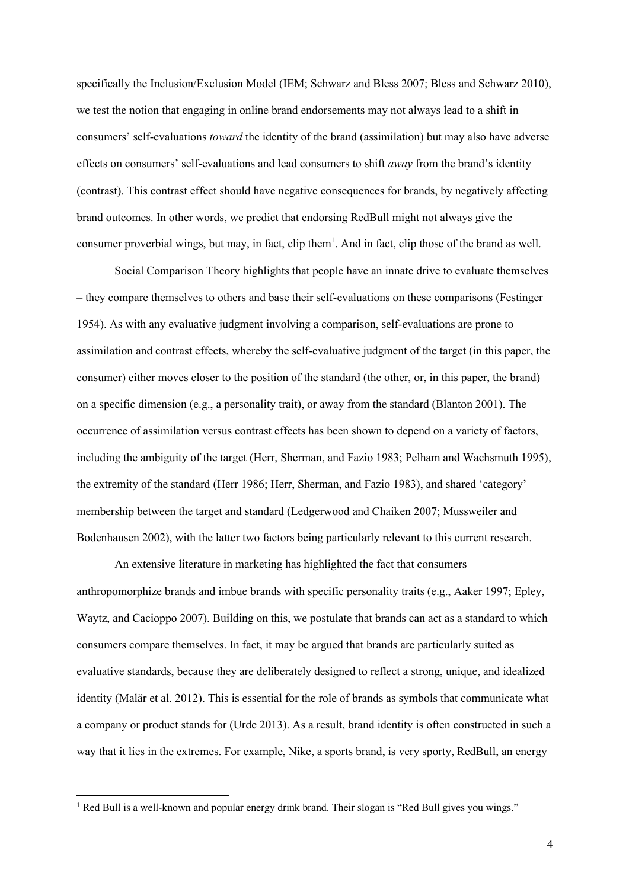specifically the Inclusion/Exclusion Model (IEM; Schwarz and Bless 2007; Bless and Schwarz 2010), we test the notion that engaging in online brand endorsements may not always lead to a shift in consumers' self-evaluations *toward* the identity of the brand (assimilation) but may also have adverse effects on consumers' self-evaluations and lead consumers to shift *away* from the brand's identity (contrast). This contrast effect should have negative consequences for brands, by negatively affecting brand outcomes. In other words, we predict that endorsing RedBull might not always give the consumer proverbial wings, but may, in fact, clip them[1]. And in fact, clip those of the brand as well.

Social Comparison Theory highlights that people have an innate drive to evaluate themselves – they compare themselves to others and base their self-evaluations on these comparisons (Festinger 1954). As with any evaluative judgment involving a comparison, self-evaluations are prone to assimilation and contrast effects, whereby the self-evaluative judgment of the target (in this paper, the consumer) either moves closer to the position of the standard (the other, or, in this paper, the brand) on a specific dimension (e.g., a personality trait), or away from the standard (Blanton 2001). The occurrence of assimilation versus contrast effects has been shown to depend on a variety of factors, including the ambiguity of the target (Herr, Sherman, and Fazio 1983; Pelham and Wachsmuth 1995), the extremity of the standard (Herr 1986; Herr, Sherman, and Fazio 1983), and shared 'category' membership between the target and standard (Ledgerwood and Chaiken 2007; Mussweiler and Bodenhausen 2002), with the latter two factors being particularly relevant to this current research.

An extensive literature in marketing has highlighted the fact that consumers anthropomorphize brands and imbue brands with specific personality traits (e.g., Aaker 1997; Epley, Waytz, and Cacioppo 2007). Building on this, we postulate that brands can act as a standard to which consumers compare themselves. In fact, it may be argued that brands are particularly suited as evaluative standards, because they are deliberately designed to reflect a strong, unique, and idealized identity (Malär et al. 2012). This is essential for the role of brands as symbols that communicate what a company or product stands for (Urde 2013). As a result, brand identity is often constructed in such a way that it lies in the extremes. For example, Nike, a sports brand, is very sporty, RedBull, an energy

[1] Red Bull is a well-known and popular energy drink brand. Their slogan is "Red Bull gives you wings."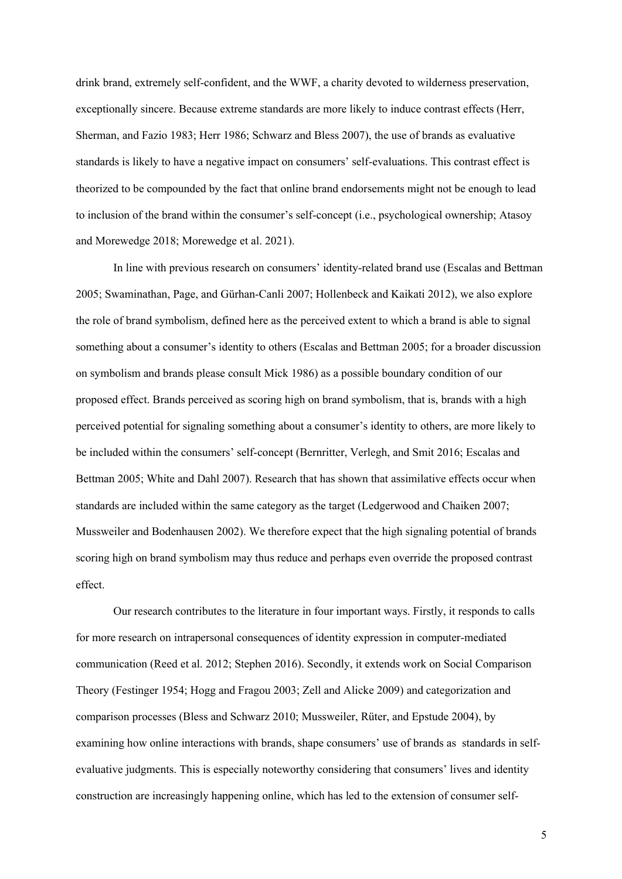drink brand, extremely self-confident, and the WWF, a charity devoted to wilderness preservation, exceptionally sincere. Because extreme standards are more likely to induce contrast effects (Herr, Sherman, and Fazio 1983; Herr 1986; Schwarz and Bless 2007), the use of brands as evaluative standards is likely to have a negative impact on consumers' self-evaluations. This contrast effect is theorized to be compounded by the fact that online brand endorsements might not be enough to lead to inclusion of the brand within the consumer's self-concept (i.e., psychological ownership; Atasoy and Morewedge 2018; Morewedge et al. 2021).

In line with previous research on consumers' identity-related brand use (Escalas and Bettman 2005; Swaminathan, Page, and Gürhan-Canli 2007; Hollenbeck and Kaikati 2012), we also explore the role of brand symbolism, defined here as the perceived extent to which a brand is able to signal something about a consumer's identity to others (Escalas and Bettman 2005; for a broader discussion on symbolism and brands please consult Mick 1986) as a possible boundary condition of our proposed effect. Brands perceived as scoring high on brand symbolism, that is, brands with a high perceived potential for signaling something about a consumer's identity to others, are more likely to be included within the consumers' self-concept (Bernritter, Verlegh, and Smit 2016; Escalas and Bettman 2005; White and Dahl 2007). Research that has shown that assimilative effects occur when standards are included within the same category as the target (Ledgerwood and Chaiken 2007; Mussweiler and Bodenhausen 2002). We therefore expect that the high signaling potential of brands scoring high on brand symbolism may thus reduce and perhaps even override the proposed contrast effect.

Our research contributes to the literature in four important ways. Firstly, it responds to calls for more research on intrapersonal consequences of identity expression in computer-mediated communication (Reed et al. 2012; Stephen 2016). Secondly, it extends work on Social Comparison Theory (Festinger 1954; Hogg and Fragou 2003; Zell and Alicke 2009) and categorization and comparison processes (Bless and Schwarz 2010; Mussweiler, Rüter, and Epstude 2004), by examining how online interactions with brands, shape consumers' use of brands as standards in self-evaluative judgments. This is especially noteworthy considering that consumers' lives and identity construction are increasingly happening online, which has led to the extension of consumer self-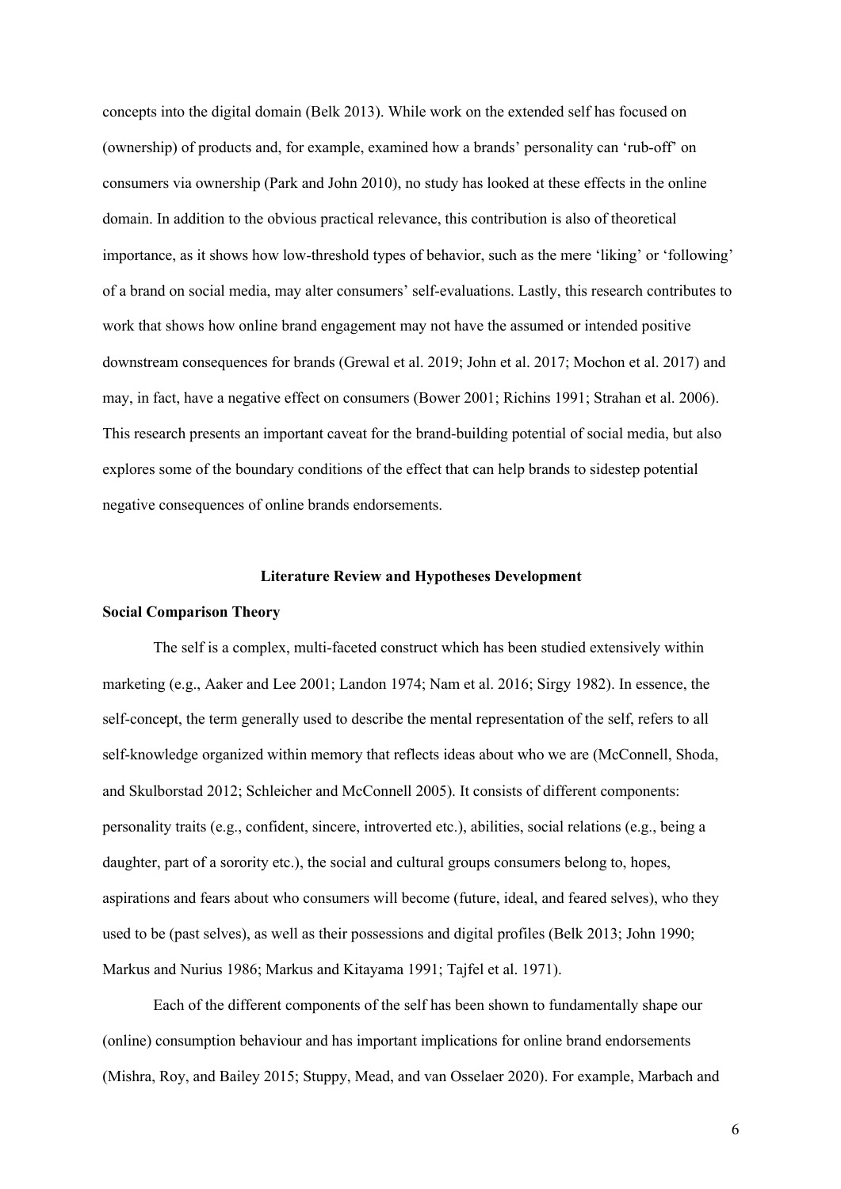concepts into the digital domain (Belk 2013). While work on the extended self has focused on (ownership) of products and, for example, examined how a brands' personality can 'rub-off' on consumers via ownership (Park and John 2010), no study has looked at these effects in the online domain. In addition to the obvious practical relevance, this contribution is also of theoretical importance, as it shows how low-threshold types of behavior, such as the mere 'liking' or 'following' of a brand on social media, may alter consumers' self-evaluations. Lastly, this research contributes to work that shows how online brand engagement may not have the assumed or intended positive downstream consequences for brands (Grewal et al. 2019; John et al. 2017; Mochon et al. 2017) and may, in fact, have a negative effect on consumers (Bower 2001; Richins 1991; Strahan et al. 2006). This research presents an important caveat for the brand-building potential of social media, but also explores some of the boundary conditions of the effect that can help brands to sidestep potential negative consequences of online brands endorsements.

## Literature Review and Hypotheses Development

### Social Comparison Theory

The self is a complex, multi-faceted construct which has been studied extensively within marketing (e.g., Aaker and Lee 2001; Landon 1974; Nam et al. 2016; Sirgy 1982). In essence, the self-concept, the term generally used to describe the mental representation of the self, refers to all self-knowledge organized within memory that reflects ideas about who we are (McConnell, Shoda, and Skulborstad 2012; Schleicher and McConnell 2005). It consists of different components: personality traits (e.g., confident, sincere, introverted etc.), abilities, social relations (e.g., being a daughter, part of a sorority etc.), the social and cultural groups consumers belong to, hopes, aspirations and fears about who consumers will become (future, ideal, and feared selves), who they used to be (past selves), as well as their possessions and digital profiles (Belk 2013; John 1990; Markus and Nurius 1986; Markus and Kitayama 1991; Tajfel et al. 1971).

Each of the different components of the self has been shown to fundamentally shape our (online) consumption behaviour and has important implications for online brand endorsements (Mishra, Roy, and Bailey 2015; Stuppy, Mead, and van Osselaer 2020). For example, Marbach and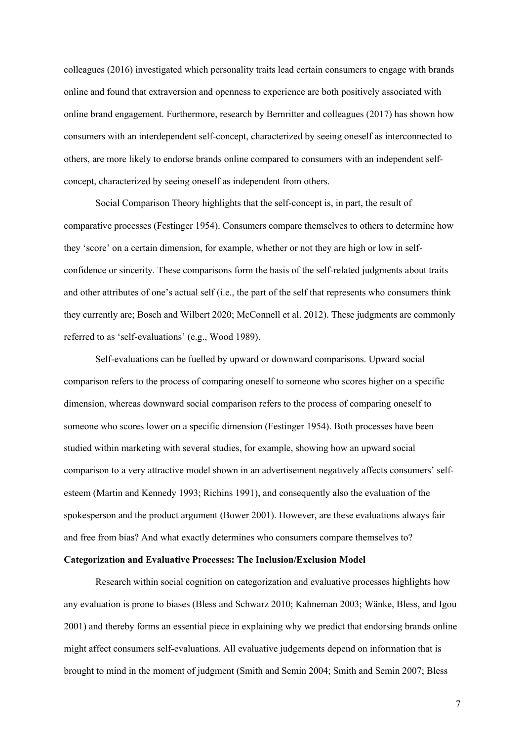colleagues (2016) investigated which personality traits lead certain consumers to engage with brands online and found that extraversion and openness to experience are both positively associated with online brand engagement. Furthermore, research by Bernritter and colleagues (2017) has shown how consumers with an interdependent self-concept, characterized by seeing oneself as interconnected to others, are more likely to endorse brands online compared to consumers with an independent self-concept, characterized by seeing oneself as independent from others.

Social Comparison Theory highlights that the self-concept is, in part, the result of comparative processes (Festinger 1954). Consumers compare themselves to others to determine how they 'score' on a certain dimension, for example, whether or not they are high or low in self-confidence or sincerity. These comparisons form the basis of the self-related judgments about traits and other attributes of one's actual self (i.e., the part of the self that represents who consumers think they currently are; Bosch and Wilbert 2020; McConnell et al. 2012). These judgments are commonly referred to as 'self-evaluations' (e.g., Wood 1989).

Self-evaluations can be fuelled by upward or downward comparisons. Upward social comparison refers to the process of comparing oneself to someone who scores higher on a specific dimension, whereas downward social comparison refers to the process of comparing oneself to someone who scores lower on a specific dimension (Festinger 1954). Both processes have been studied within marketing with several studies, for example, showing how an upward social comparison to a very attractive model shown in an advertisement negatively affects consumers' self-esteem (Martin and Kennedy 1993; Richins 1991), and consequently also the evaluation of the spokesperson and the product argument (Bower 2001). However, are these evaluations always fair and free from bias? And what exactly determines who consumers compare themselves to?

**Categorization and Evaluative Processes: The Inclusion/Exclusion Model**

Research within social cognition on categorization and evaluative processes highlights how any evaluation is prone to biases (Bless and Schwarz 2010; Kahneman 2003; Wänke, Bless, and Igou 2001) and thereby forms an essential piece in explaining why we predict that endorsing brands online might affect consumers self-evaluations. All evaluative judgements depend on information that is brought to mind in the moment of judgment (Smith and Semin 2004; Smith and Semin 2007; Bless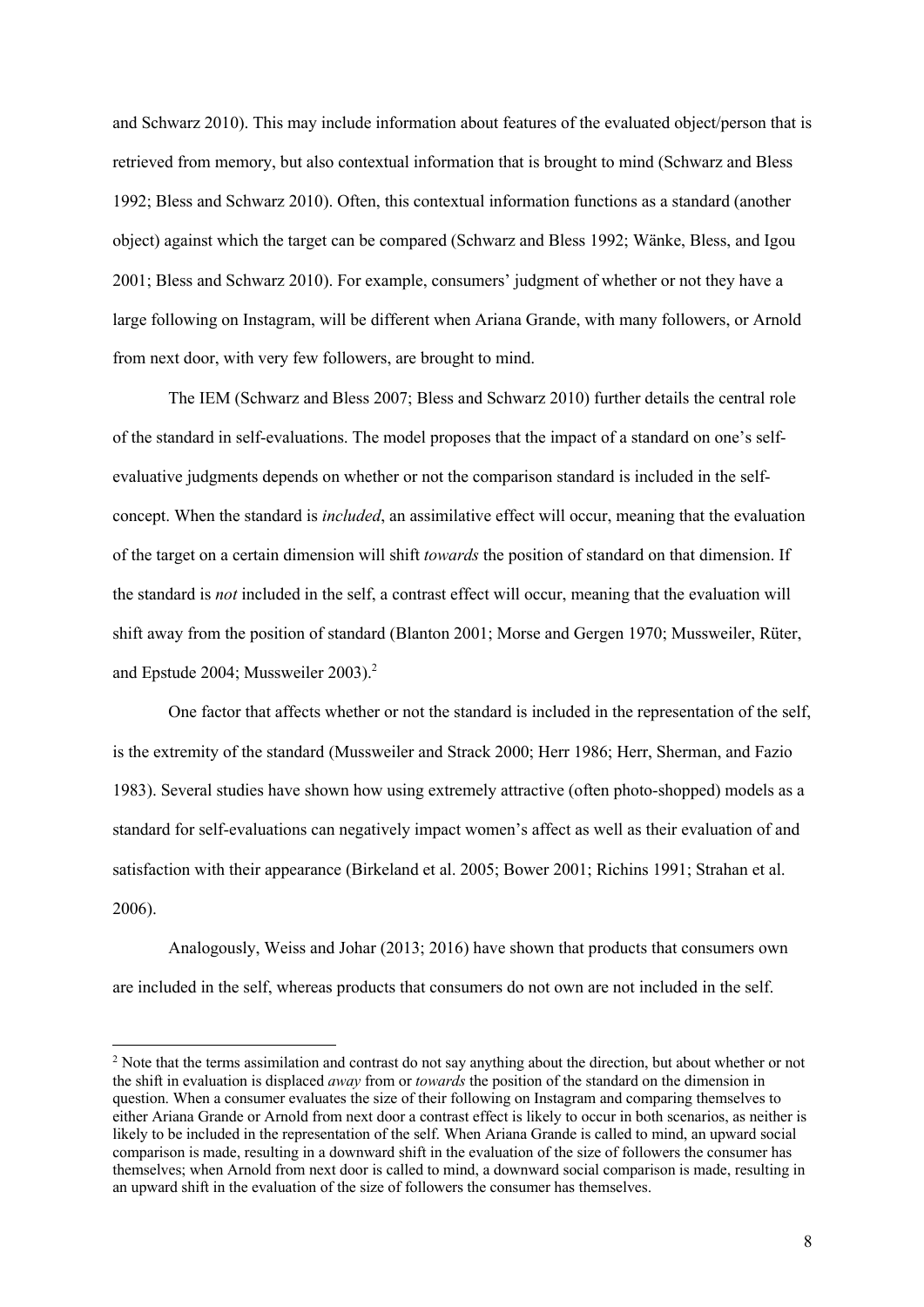and Schwarz 2010). This may include information about features of the evaluated object/person that is retrieved from memory, but also contextual information that is brought to mind (Schwarz and Bless 1992; Bless and Schwarz 2010). Often, this contextual information functions as a standard (another object) against which the target can be compared (Schwarz and Bless 1992; Wänke, Bless, and Igou 2001; Bless and Schwarz 2010). For example, consumers' judgment of whether or not they have a large following on Instagram, will be different when Ariana Grande, with many followers, or Arnold from next door, with very few followers, are brought to mind.

The IEM (Schwarz and Bless 2007; Bless and Schwarz 2010) further details the central role of the standard in self-evaluations. The model proposes that the impact of a standard on one's self-evaluative judgments depends on whether or not the comparison standard is included in the self-concept. When the standard is *included*, an assimilative effect will occur, meaning that the evaluation of the target on a certain dimension will shift *towards* the position of standard on that dimension. If the standard is *not* included in the self, a contrast effect will occur, meaning that the evaluation will shift away from the position of standard (Blanton 2001; Morse and Gergen 1970; Mussweiler, Rüter, and Epstude 2004; Mussweiler 2003).[2]

One factor that affects whether or not the standard is included in the representation of the self, is the extremity of the standard (Mussweiler and Strack 2000; Herr 1986; Herr, Sherman, and Fazio 1983). Several studies have shown how using extremely attractive (often photo-shopped) models as a standard for self-evaluations can negatively impact women's affect as well as their evaluation of and satisfaction with their appearance (Birkeland et al. 2005; Bower 2001; Richins 1991; Strahan et al. 2006).

Analogously, Weiss and Johar (2013; 2016) have shown that products that consumers own are included in the self, whereas products that consumers do not own are not included in the self.

---

[2] Note that the terms assimilation and contrast do not say anything about the direction, but about whether or not the shift in evaluation is displaced *away* from or *towards* the position of the standard on the dimension in question. When a consumer evaluates the size of their following on Instagram and comparing themselves to either Ariana Grande or Arnold from next door a contrast effect is likely to occur in both scenarios, as neither is likely to be included in the representation of the self. When Ariana Grande is called to mind, an upward social comparison is made, resulting in a downward shift in the evaluation of the size of followers the consumer has themselves; when Arnold from next door is called to mind, a downward social comparison is made, resulting in an upward shift in the evaluation of the size of followers the consumer has themselves.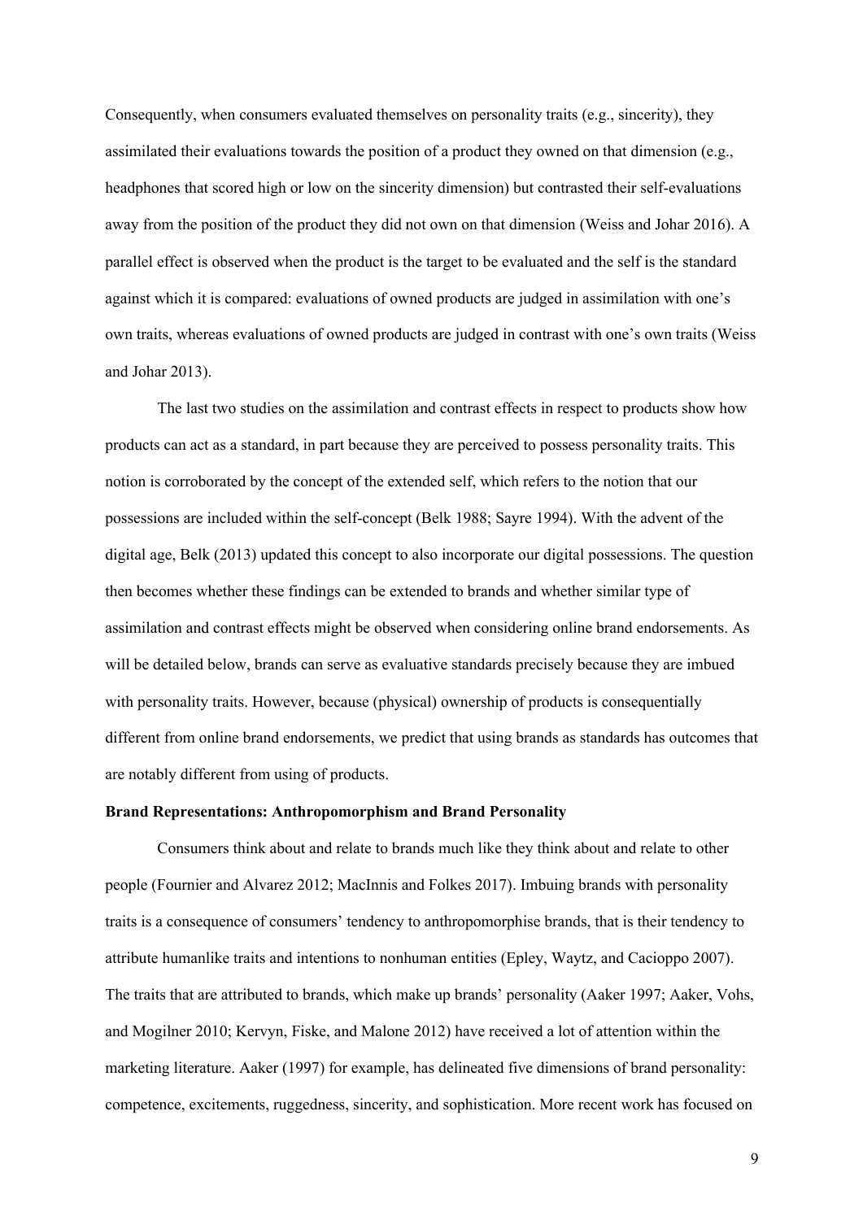Consequently, when consumers evaluated themselves on personality traits (e.g., sincerity), they assimilated their evaluations towards the position of a product they owned on that dimension (e.g., headphones that scored high or low on the sincerity dimension) but contrasted their self-evaluations away from the position of the product they did not own on that dimension (Weiss and Johar 2016). A parallel effect is observed when the product is the target to be evaluated and the self is the standard against which it is compared: evaluations of owned products are judged in assimilation with one's own traits, whereas evaluations of owned products are judged in contrast with one's own traits (Weiss and Johar 2013).

The last two studies on the assimilation and contrast effects in respect to products show how products can act as a standard, in part because they are perceived to possess personality traits. This notion is corroborated by the concept of the extended self, which refers to the notion that our possessions are included within the self-concept (Belk 1988; Sayre 1994). With the advent of the digital age, Belk (2013) updated this concept to also incorporate our digital possessions. The question then becomes whether these findings can be extended to brands and whether similar type of assimilation and contrast effects might be observed when considering online brand endorsements. As will be detailed below, brands can serve as evaluative standards precisely because they are imbued with personality traits. However, because (physical) ownership of products is consequentially different from online brand endorsements, we predict that using brands as standards has outcomes that are notably different from using of products.

**Brand Representations: Anthropomorphism and Brand Personality**

Consumers think about and relate to brands much like they think about and relate to other people (Fournier and Alvarez 2012; MacInnis and Folkes 2017). Imbuing brands with personality traits is a consequence of consumers' tendency to anthropomorphise brands, that is their tendency to attribute humanlike traits and intentions to nonhuman entities (Epley, Waytz, and Cacioppo 2007). The traits that are attributed to brands, which make up brands' personality (Aaker 1997; Aaker, Vohs, and Mogilner 2010; Kervyn, Fiske, and Malone 2012) have received a lot of attention within the marketing literature. Aaker (1997) for example, has delineated five dimensions of brand personality: competence, excitements, ruggedness, sincerity, and sophistication. More recent work has focused on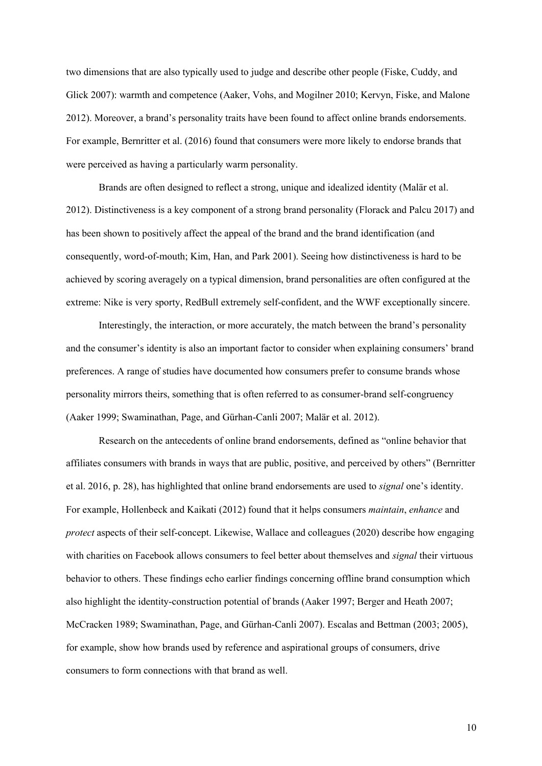two dimensions that are also typically used to judge and describe other people (Fiske, Cuddy, and Glick 2007): warmth and competence (Aaker, Vohs, and Mogilner 2010; Kervyn, Fiske, and Malone 2012). Moreover, a brand's personality traits have been found to affect online brands endorsements. For example, Bernritter et al. (2016) found that consumers were more likely to endorse brands that were perceived as having a particularly warm personality.

Brands are often designed to reflect a strong, unique and idealized identity (Malär et al. 2012). Distinctiveness is a key component of a strong brand personality (Florack and Palcu 2017) and has been shown to positively affect the appeal of the brand and the brand identification (and consequently, word-of-mouth; Kim, Han, and Park 2001). Seeing how distinctiveness is hard to be achieved by scoring averagely on a typical dimension, brand personalities are often configured at the extreme: Nike is very sporty, RedBull extremely self-confident, and the WWF exceptionally sincere.

Interestingly, the interaction, or more accurately, the match between the brand's personality and the consumer's identity is also an important factor to consider when explaining consumers' brand preferences. A range of studies have documented how consumers prefer to consume brands whose personality mirrors theirs, something that is often referred to as consumer-brand self-congruency (Aaker 1999; Swaminathan, Page, and Gürhan-Canli 2007; Malär et al. 2012).

Research on the antecedents of online brand endorsements, defined as "online behavior that affiliates consumers with brands in ways that are public, positive, and perceived by others" (Bernritter et al. 2016, p. 28), has highlighted that online brand endorsements are used to *signal* one's identity. For example, Hollenbeck and Kaikati (2012) found that it helps consumers *maintain*, *enhance* and *protect* aspects of their self-concept. Likewise, Wallace and colleagues (2020) describe how engaging with charities on Facebook allows consumers to feel better about themselves and *signal* their virtuous behavior to others. These findings echo earlier findings concerning offline brand consumption which also highlight the identity-construction potential of brands (Aaker 1997; Berger and Heath 2007; McCracken 1989; Swaminathan, Page, and Gürhan-Canli 2007). Escalas and Bettman (2003; 2005), for example, show how brands used by reference and aspirational groups of consumers, drive consumers to form connections with that brand as well.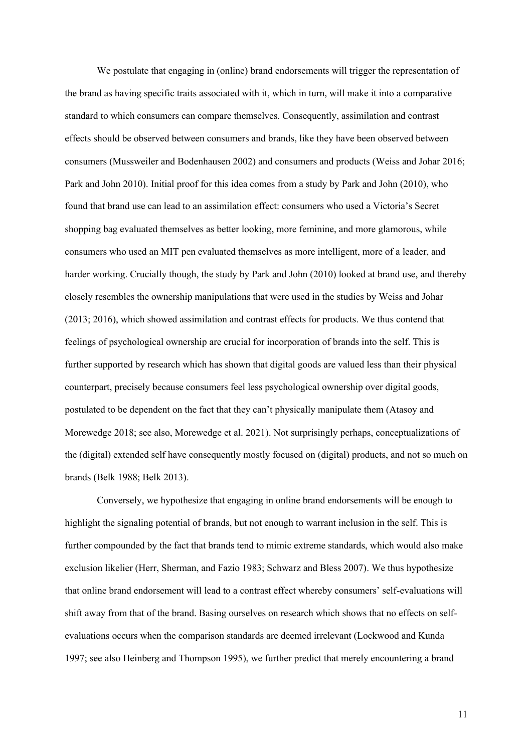We postulate that engaging in (online) brand endorsements will trigger the representation of the brand as having specific traits associated with it, which in turn, will make it into a comparative standard to which consumers can compare themselves. Consequently, assimilation and contrast effects should be observed between consumers and brands, like they have been observed between consumers (Mussweiler and Bodenhausen 2002) and consumers and products (Weiss and Johar 2016; Park and John 2010). Initial proof for this idea comes from a study by Park and John (2010), who found that brand use can lead to an assimilation effect: consumers who used a Victoria's Secret shopping bag evaluated themselves as better looking, more feminine, and more glamorous, while consumers who used an MIT pen evaluated themselves as more intelligent, more of a leader, and harder working. Crucially though, the study by Park and John (2010) looked at brand use, and thereby closely resembles the ownership manipulations that were used in the studies by Weiss and Johar (2013; 2016), which showed assimilation and contrast effects for products. We thus contend that feelings of psychological ownership are crucial for incorporation of brands into the self. This is further supported by research which has shown that digital goods are valued less than their physical counterpart, precisely because consumers feel less psychological ownership over digital goods, postulated to be dependent on the fact that they can't physically manipulate them (Atasoy and Morewedge 2018; see also, Morewedge et al. 2021). Not surprisingly perhaps, conceptualizations of the (digital) extended self have consequently mostly focused on (digital) products, and not so much on brands (Belk 1988; Belk 2013).

Conversely, we hypothesize that engaging in online brand endorsements will be enough to highlight the signaling potential of brands, but not enough to warrant inclusion in the self. This is further compounded by the fact that brands tend to mimic extreme standards, which would also make exclusion likelier (Herr, Sherman, and Fazio 1983; Schwarz and Bless 2007). We thus hypothesize that online brand endorsement will lead to a contrast effect whereby consumers' self-evaluations will shift away from that of the brand. Basing ourselves on research which shows that no effects on self-evaluations occurs when the comparison standards are deemed irrelevant (Lockwood and Kunda 1997; see also Heinberg and Thompson 1995), we further predict that merely encountering a brand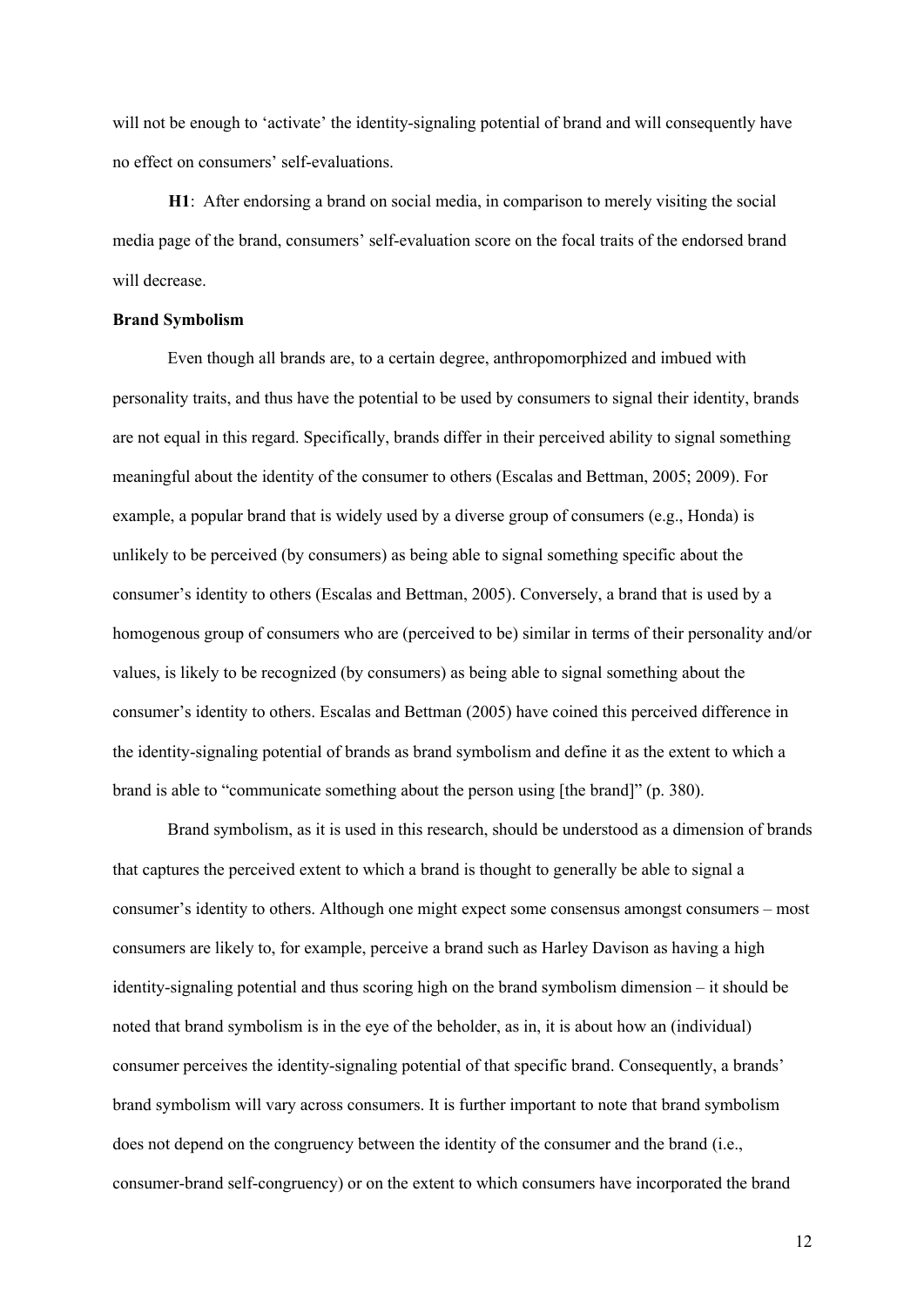will not be enough to 'activate' the identity-signaling potential of brand and will consequently have no effect on consumers' self-evaluations.

**H1**: After endorsing a brand on social media, in comparison to merely visiting the social media page of the brand, consumers' self-evaluation score on the focal traits of the endorsed brand will decrease.

**Brand Symbolism**

Even though all brands are, to a certain degree, anthropomorphized and imbued with personality traits, and thus have the potential to be used by consumers to signal their identity, brands are not equal in this regard. Specifically, brands differ in their perceived ability to signal something meaningful about the identity of the consumer to others (Escalas and Bettman, 2005; 2009). For example, a popular brand that is widely used by a diverse group of consumers (e.g., Honda) is unlikely to be perceived (by consumers) as being able to signal something specific about the consumer's identity to others (Escalas and Bettman, 2005). Conversely, a brand that is used by a homogenous group of consumers who are (perceived to be) similar in terms of their personality and/or values, is likely to be recognized (by consumers) as being able to signal something about the consumer's identity to others. Escalas and Bettman (2005) have coined this perceived difference in the identity-signaling potential of brands as brand symbolism and define it as the extent to which a brand is able to "communicate something about the person using [the brand]" (p. 380).

Brand symbolism, as it is used in this research, should be understood as a dimension of brands that captures the perceived extent to which a brand is thought to generally be able to signal a consumer's identity to others. Although one might expect some consensus amongst consumers – most consumers are likely to, for example, perceive a brand such as Harley Davison as having a high identity-signaling potential and thus scoring high on the brand symbolism dimension – it should be noted that brand symbolism is in the eye of the beholder, as in, it is about how an (individual) consumer perceives the identity-signaling potential of that specific brand. Consequently, a brands' brand symbolism will vary across consumers. It is further important to note that brand symbolism does not depend on the congruency between the identity of the consumer and the brand (i.e., consumer-brand self-congruency) or on the extent to which consumers have incorporated the brand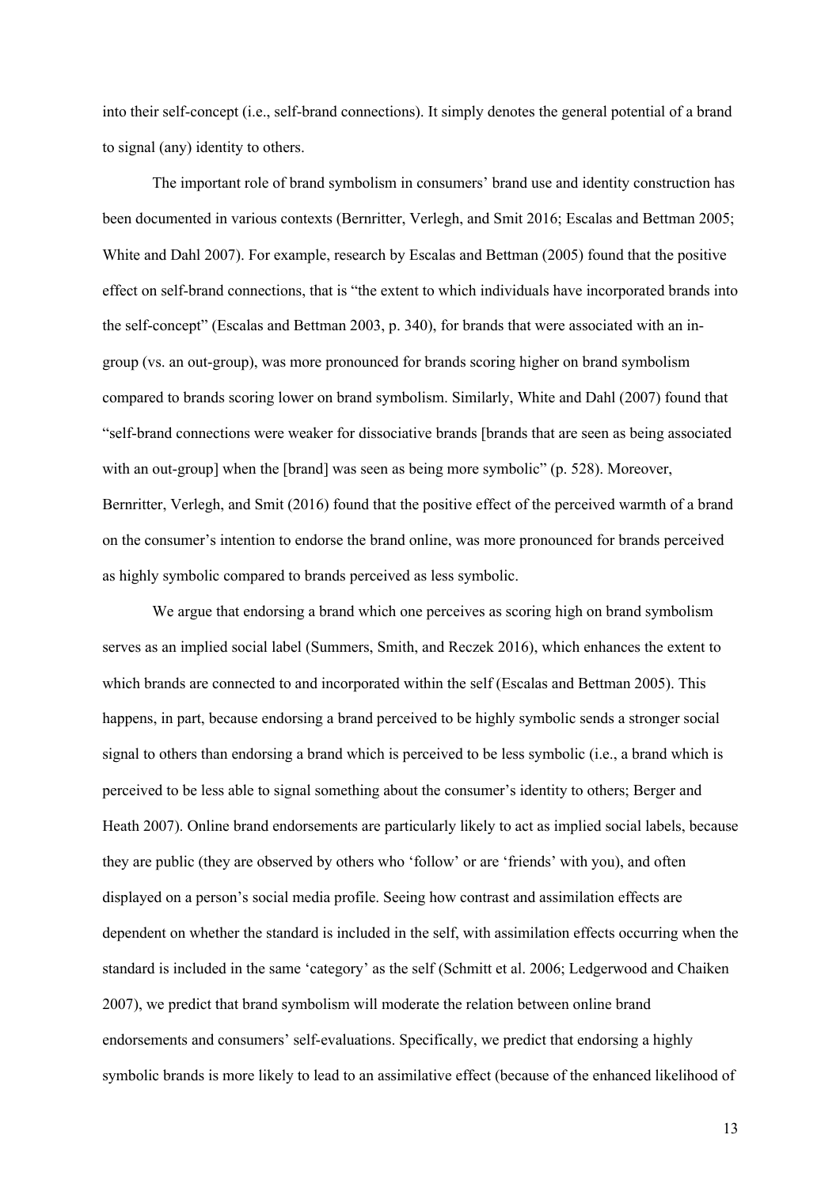into their self-concept (i.e., self-brand connections). It simply denotes the general potential of a brand to signal (any) identity to others.

The important role of brand symbolism in consumers' brand use and identity construction has been documented in various contexts (Bernritter, Verlegh, and Smit 2016; Escalas and Bettman 2005; White and Dahl 2007). For example, research by Escalas and Bettman (2005) found that the positive effect on self-brand connections, that is "the extent to which individuals have incorporated brands into the self-concept" (Escalas and Bettman 2003, p. 340), for brands that were associated with an in-group (vs. an out-group), was more pronounced for brands scoring higher on brand symbolism compared to brands scoring lower on brand symbolism. Similarly, White and Dahl (2007) found that "self-brand connections were weaker for dissociative brands [brands that are seen as being associated with an out-group] when the [brand] was seen as being more symbolic" (p. 528). Moreover, Bernritter, Verlegh, and Smit (2016) found that the positive effect of the perceived warmth of a brand on the consumer's intention to endorse the brand online, was more pronounced for brands perceived as highly symbolic compared to brands perceived as less symbolic.

We argue that endorsing a brand which one perceives as scoring high on brand symbolism serves as an implied social label (Summers, Smith, and Reczek 2016), which enhances the extent to which brands are connected to and incorporated within the self (Escalas and Bettman 2005). This happens, in part, because endorsing a brand perceived to be highly symbolic sends a stronger social signal to others than endorsing a brand which is perceived to be less symbolic (i.e., a brand which is perceived to be less able to signal something about the consumer's identity to others; Berger and Heath 2007). Online brand endorsements are particularly likely to act as implied social labels, because they are public (they are observed by others who 'follow' or are 'friends' with you), and often displayed on a person's social media profile. Seeing how contrast and assimilation effects are dependent on whether the standard is included in the self, with assimilation effects occurring when the standard is included in the same 'category' as the self (Schmitt et al. 2006; Ledgerwood and Chaiken 2007), we predict that brand symbolism will moderate the relation between online brand endorsements and consumers' self-evaluations. Specifically, we predict that endorsing a highly symbolic brands is more likely to lead to an assimilative effect (because of the enhanced likelihood of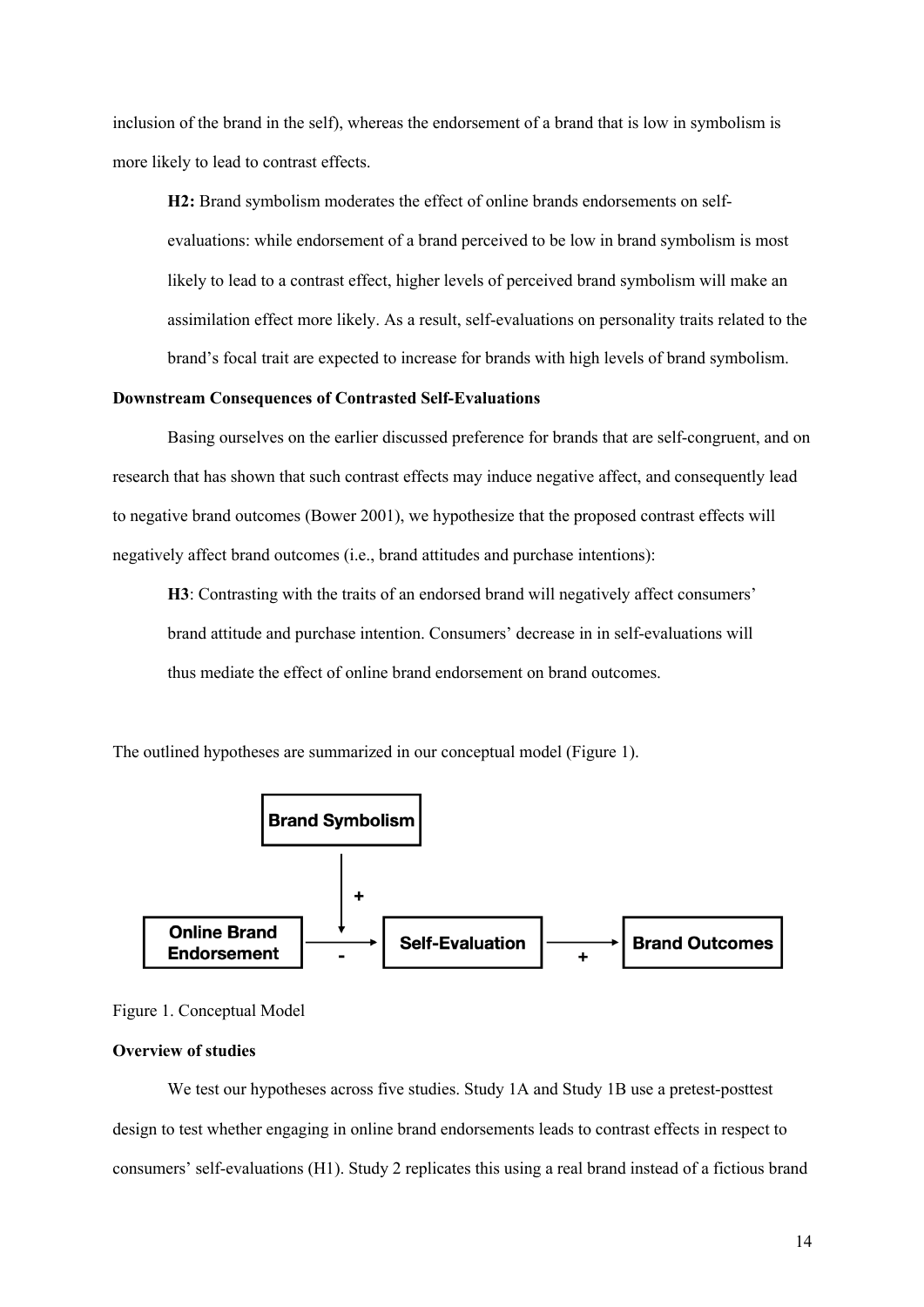inclusion of the brand in the self), whereas the endorsement of a brand that is low in symbolism is more likely to lead to contrast effects.

**H2:** Brand symbolism moderates the effect of online brands endorsements on self-evaluations: while endorsement of a brand perceived to be low in brand symbolism is most likely to lead to a contrast effect, higher levels of perceived brand symbolism will make an assimilation effect more likely. As a result, self-evaluations on personality traits related to the brand's focal trait are expected to increase for brands with high levels of brand symbolism.

**Downstream Consequences of Contrasted Self-Evaluations**

Basing ourselves on the earlier discussed preference for brands that are self-congruent, and on research that has shown that such contrast effects may induce negative affect, and consequently lead to negative brand outcomes (Bower 2001), we hypothesize that the proposed contrast effects will negatively affect brand outcomes (i.e., brand attitudes and purchase intentions):

**H3**: Contrasting with the traits of an endorsed brand will negatively affect consumers' brand attitude and purchase intention. Consumers' decrease in in self-evaluations will thus mediate the effect of online brand endorsement on brand outcomes.

The outlined hypotheses are summarized in our conceptual model (Figure 1).

Figure 1. Conceptual Model

**Overview of studies**

We test our hypotheses across five studies. Study 1A and Study 1B use a pretest-posttest design to test whether engaging in online brand endorsements leads to contrast effects in respect to consumers' self-evaluations (H1). Study 2 replicates this using a real brand instead of a fictious brand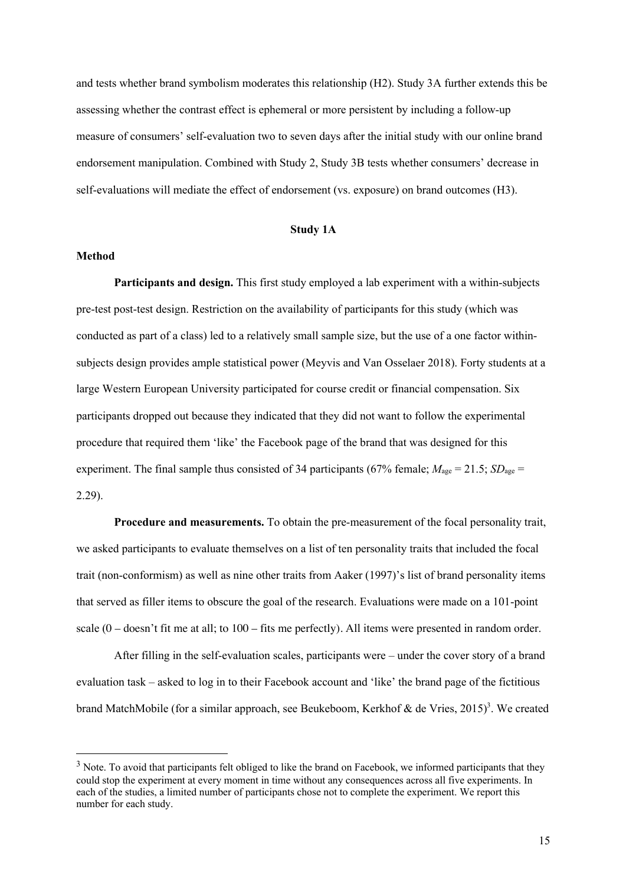and tests whether brand symbolism moderates this relationship (H2). Study 3A further extends this be assessing whether the contrast effect is ephemeral or more persistent by including a follow-up measure of consumers' self-evaluation two to seven days after the initial study with our online brand endorsement manipulation. Combined with Study 2, Study 3B tests whether consumers' decrease in self-evaluations will mediate the effect of endorsement (vs. exposure) on brand outcomes (H3).

## Study 1A

### Method

**Participants and design.** This first study employed a lab experiment with a within-subjects pre-test post-test design. Restriction on the availability of participants for this study (which was conducted as part of a class) led to a relatively small sample size, but the use of a one factor within-subjects design provides ample statistical power (Meyvis and Van Osselaer 2018). Forty students at a large Western European University participated for course credit or financial compensation. Six participants dropped out because they indicated that they did not want to follow the experimental procedure that required them 'like' the Facebook page of the brand that was designed for this experiment. The final sample thus consisted of 34 participants (67% female; $M_{age} = 21.5$; $SD_{age} = 2.29$).

**Procedure and measurements.** To obtain the pre-measurement of the focal personality trait, we asked participants to evaluate themselves on a list of ten personality traits that included the focal trait (non-conformism) as well as nine other traits from Aaker (1997)'s list of brand personality items that served as filler items to obscure the goal of the research. Evaluations were made on a 101-point scale (0 – doesn't fit me at all; to 100 – fits me perfectly). All items were presented in random order.

After filling in the self-evaluation scales, participants were – under the cover story of a brand evaluation task – asked to log in to their Facebook account and 'like' the brand page of the fictitious brand MatchMobile (for a similar approach, see Beukeboom, Kerkhof & de Vries, 2015)[3]. We created

[3] Note. To avoid that participants felt obliged to like the brand on Facebook, we informed participants that they could stop the experiment at every moment in time without any consequences across all five experiments. In each of the studies, a limited number of participants chose not to complete the experiment. We report this number for each study.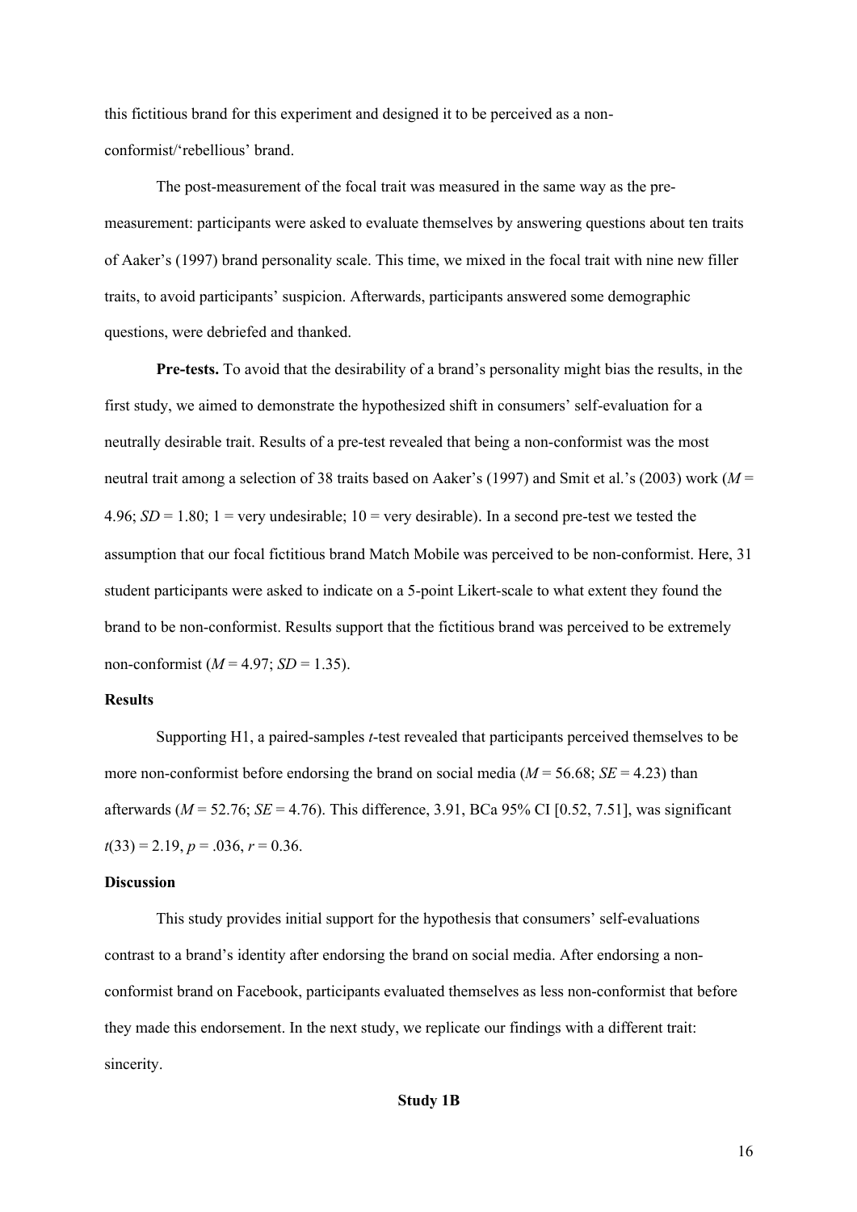this fictitious brand for this experiment and designed it to be perceived as a non-conformist/'rebellious' brand.

The post-measurement of the focal trait was measured in the same way as the pre-measurement: participants were asked to evaluate themselves by answering questions about ten traits of Aaker's (1997) brand personality scale. This time, we mixed in the focal trait with nine new filler traits, to avoid participants' suspicion. Afterwards, participants answered some demographic questions, were debriefed and thanked.

**Pre-tests.** To avoid that the desirability of a brand's personality might bias the results, in the first study, we aimed to demonstrate the hypothesized shift in consumers' self-evaluation for a neutrally desirable trait. Results of a pre-test revealed that being a non-conformist was the most neutral trait among a selection of 38 traits based on Aaker's (1997) and Smit et al.'s (2003) work ($M$ = 4.96; $SD$ = 1.80; 1 = very undesirable; 10 = very desirable). In a second pre-test we tested the assumption that our focal fictitious brand Match Mobile was perceived to be non-conformist. Here, 31 student participants were asked to indicate on a 5-point Likert-scale to what extent they found the brand to be non-conformist. Results support that the fictitious brand was perceived to be extremely non-conformist ($M$ = 4.97; $SD$ = 1.35).

## Results

Supporting H1, a paired-samples $t$-test revealed that participants perceived themselves to be more non-conformist before endorsing the brand on social media ($M$ = 56.68; $SE$ = 4.23) than afterwards ($M$ = 52.76; $SE$ = 4.76). This difference, 3.91, BCa 95% CI [0.52, 7.51], was significant $t(33) = 2.19$, $p = .036$, $r = 0.36$.

## Discussion

This study provides initial support for the hypothesis that consumers' self-evaluations contrast to a brand's identity after endorsing the brand on social media. After endorsing a non-conformist brand on Facebook, participants evaluated themselves as less non-conformist that before they made this endorsement. In the next study, we replicate our findings with a different trait: sincerity.

## Study 1B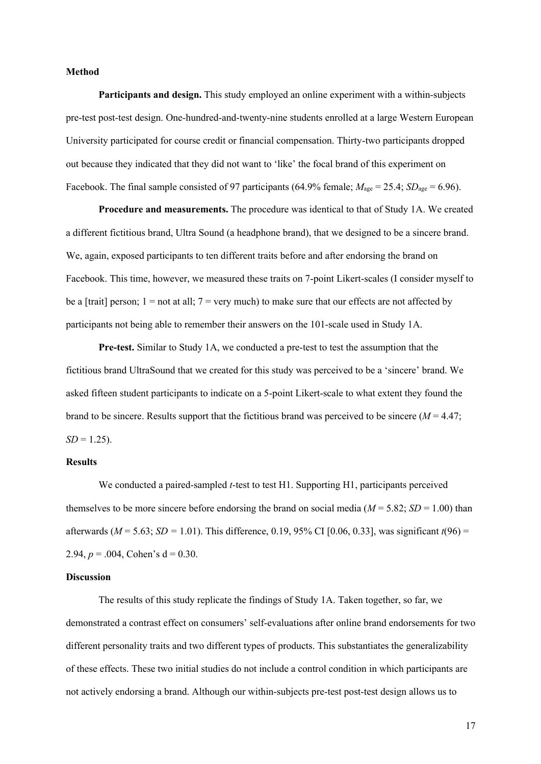**Method**

**Participants and design.** This study employed an online experiment with a within-subjects pre-test post-test design. One-hundred-and-twenty-nine students enrolled at a large Western European University participated for course credit or financial compensation. Thirty-two participants dropped out because they indicated that they did not want to 'like' the focal brand of this experiment on Facebook. The final sample consisted of 97 participants (64.9% female; $M_{age}$ = 25.4; $SD_{age}$ = 6.96).

**Procedure and measurements.** The procedure was identical to that of Study 1A. We created a different fictitious brand, Ultra Sound (a headphone brand), that we designed to be a sincere brand. We, again, exposed participants to ten different traits before and after endorsing the brand on Facebook. This time, however, we measured these traits on 7-point Likert-scales (I consider myself to be a [trait] person; 1 = not at all; 7 = very much) to make sure that our effects are not affected by participants not being able to remember their answers on the 101-scale used in Study 1A.

**Pre-test.** Similar to Study 1A, we conducted a pre-test to test the assumption that the fictitious brand UltraSound that we created for this study was perceived to be a 'sincere' brand. We asked fifteen student participants to indicate on a 5-point Likert-scale to what extent they found the brand to be sincere. Results support that the fictitious brand was perceived to be sincere ($M$ = 4.47; $SD$ = 1.25).

**Results**

We conducted a paired-sampled $t$-test to test H1. Supporting H1, participants perceived themselves to be more sincere before endorsing the brand on social media ($M$ = 5.82; $SD$ = 1.00) than afterwards ($M$ = 5.63; $SD$ = 1.01). This difference, 0.19, 95% CI [0.06, 0.33], was significant $t(96)$ = 2.94, $p$ = .004, Cohen's d = 0.30.

**Discussion**

The results of this study replicate the findings of Study 1A. Taken together, so far, we demonstrated a contrast effect on consumers' self-evaluations after online brand endorsements for two different personality traits and two different types of products. This substantiates the generalizability of these effects. These two initial studies do not include a control condition in which participants are not actively endorsing a brand. Although our within-subjects pre-test post-test design allows us to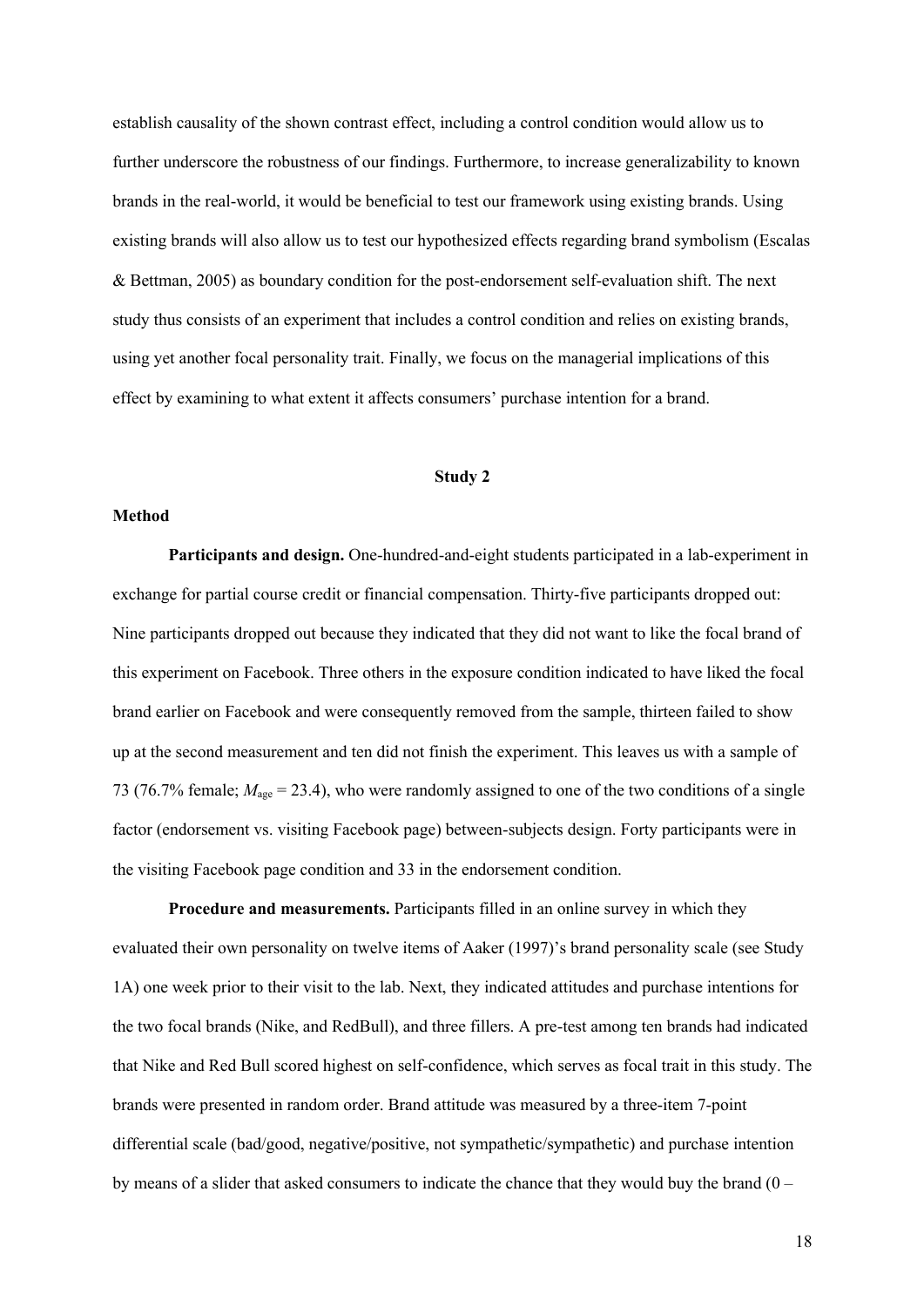establish causality of the shown contrast effect, including a control condition would allow us to further underscore the robustness of our findings. Furthermore, to increase generalizability to known brands in the real-world, it would be beneficial to test our framework using existing brands. Using existing brands will also allow us to test our hypothesized effects regarding brand symbolism (Escalas & Bettman, 2005) as boundary condition for the post-endorsement self-evaluation shift. The next study thus consists of an experiment that includes a control condition and relies on existing brands, using yet another focal personality trait. Finally, we focus on the managerial implications of this effect by examining to what extent it affects consumers' purchase intention for a brand.

## Study 2

### Method

**Participants and design.** One-hundred-and-eight students participated in a lab-experiment in exchange for partial course credit or financial compensation. Thirty-five participants dropped out: Nine participants dropped out because they indicated that they did not want to like the focal brand of this experiment on Facebook. Three others in the exposure condition indicated to have liked the focal brand earlier on Facebook and were consequently removed from the sample, thirteen failed to show up at the second measurement and ten did not finish the experiment. This leaves us with a sample of 73 (76.7% female; $M_{age}$ = 23.4), who were randomly assigned to one of the two conditions of a single factor (endorsement vs. visiting Facebook page) between-subjects design. Forty participants were in the visiting Facebook page condition and 33 in the endorsement condition.

**Procedure and measurements.** Participants filled in an online survey in which they evaluated their own personality on twelve items of Aaker (1997)'s brand personality scale (see Study 1A) one week prior to their visit to the lab. Next, they indicated attitudes and purchase intentions for the two focal brands (Nike, and RedBull), and three fillers. A pre-test among ten brands had indicated that Nike and Red Bull scored highest on self-confidence, which serves as focal trait in this study. The brands were presented in random order. Brand attitude was measured by a three-item 7-point differential scale (bad/good, negative/positive, not sympathetic/sympathetic) and purchase intention by means of a slider that asked consumers to indicate the chance that they would buy the brand (0 –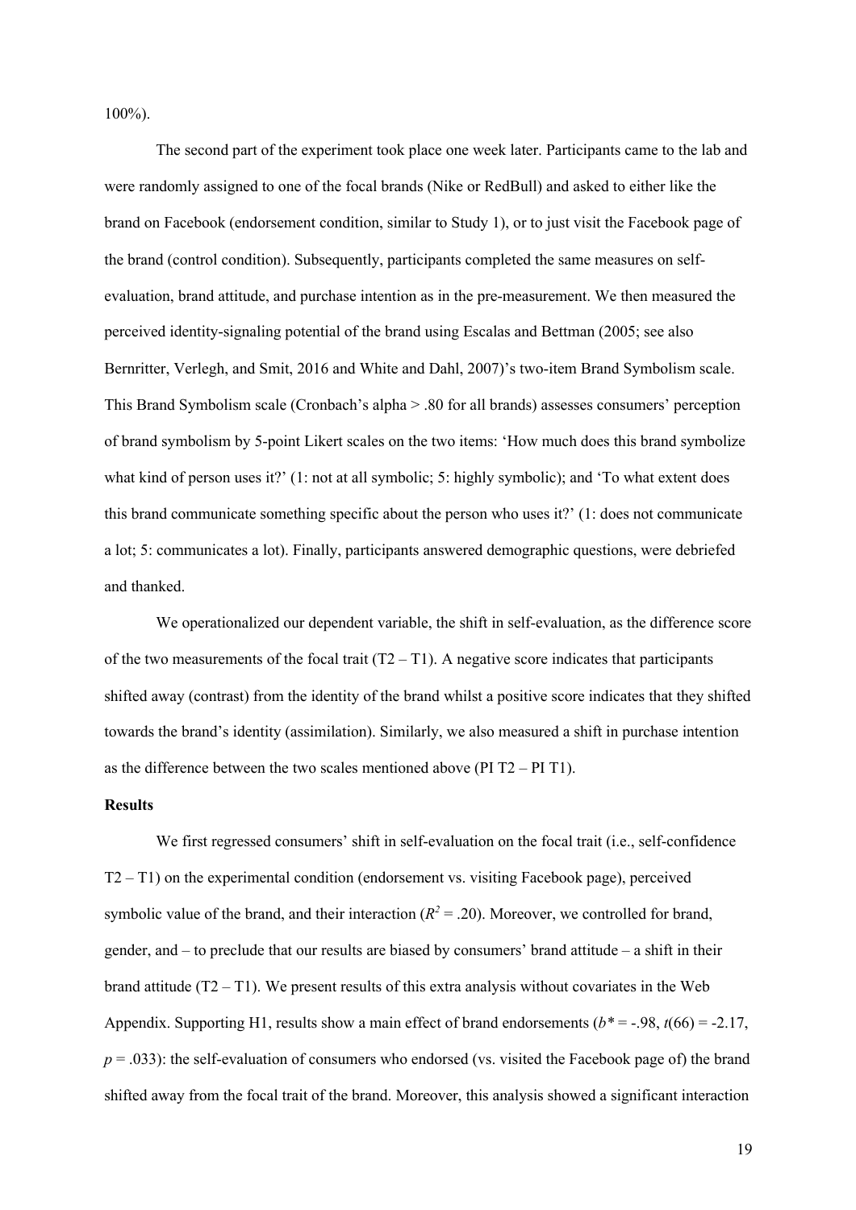100%).

The second part of the experiment took place one week later. Participants came to the lab and were randomly assigned to one of the focal brands (Nike or RedBull) and asked to either like the brand on Facebook (endorsement condition, similar to Study 1), or to just visit the Facebook page of the brand (control condition). Subsequently, participants completed the same measures on self-evaluation, brand attitude, and purchase intention as in the pre-measurement. We then measured the perceived identity-signaling potential of the brand using Escalas and Bettman (2005; see also Bernritter, Verlegh, and Smit, 2016 and White and Dahl, 2007)'s two-item Brand Symbolism scale. This Brand Symbolism scale (Cronbach's alpha > .80 for all brands) assesses consumers' perception of brand symbolism by 5-point Likert scales on the two items: 'How much does this brand symbolize what kind of person uses it?' (1: not at all symbolic; 5: highly symbolic); and 'To what extent does this brand communicate something specific about the person who uses it?' (1: does not communicate a lot; 5: communicates a lot). Finally, participants answered demographic questions, were debriefed and thanked.

We operationalized our dependent variable, the shift in self-evaluation, as the difference score of the two measurements of the focal trait (T2 – T1). A negative score indicates that participants shifted away (contrast) from the identity of the brand whilst a positive score indicates that they shifted towards the brand's identity (assimilation). Similarly, we also measured a shift in purchase intention as the difference between the two scales mentioned above (PI T2 – PI T1).

**Results**

We first regressed consumers' shift in self-evaluation on the focal trait (i.e., self-confidence T2 – T1) on the experimental condition (endorsement vs. visiting Facebook page), perceived symbolic value of the brand, and their interaction ($R^2$ = .20). Moreover, we controlled for brand, gender, and – to preclude that our results are biased by consumers' brand attitude – a shift in their brand attitude (T2 – T1). We present results of this extra analysis without covariates in the Web Appendix. Supporting H1, results show a main effect of brand endorsements ($b^*$ = -.98, $t(66)$ = -2.17, $p$ = .033): the self-evaluation of consumers who endorsed (vs. visited the Facebook page of) the brand shifted away from the focal trait of the brand. Moreover, this analysis showed a significant interaction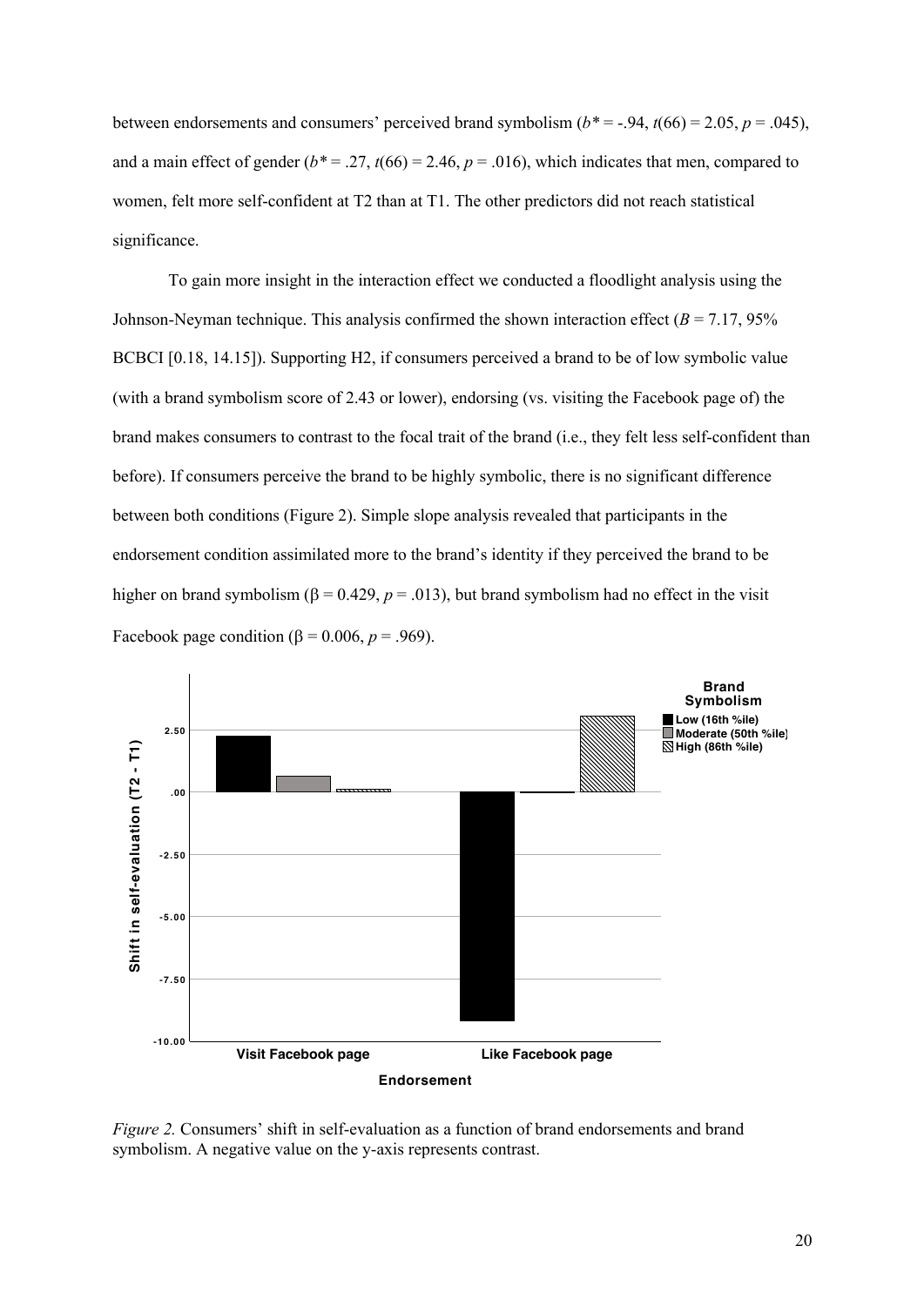between endorsements and consumers' perceived brand symbolism ($b^* = -.94$, $t(66) = 2.05$, $p = .045$), and a main effect of gender ($b^* = .27$, $t(66) = 2.46$, $p = .016$), which indicates that men, compared to women, felt more self-confident at T2 than at T1. The other predictors did not reach statistical significance.

To gain more insight in the interaction effect we conducted a floodlight analysis using the Johnson-Neyman technique. This analysis confirmed the shown interaction effect ($B = 7.17$, 95% BCBCI [0.18, 14.15]). Supporting H2, if consumers perceived a brand to be of low symbolic value (with a brand symbolism score of 2.43 or lower), endorsing (vs. visiting the Facebook page of) the brand makes consumers to contrast to the focal trait of the brand (i.e., they felt less self-confident than before). If consumers perceive the brand to be highly symbolic, there is no significant difference between both conditions (Figure 2). Simple slope analysis revealed that participants in the endorsement condition assimilated more to the brand's identity if they perceived the brand to be higher on brand symbolism ($\beta = 0.429$, $p = .013$), but brand symbolism had no effect in the visit Facebook page condition ($\beta = 0.006$, $p = .969$).

*Figure 2.* Consumers' shift in self-evaluation as a function of brand endorsements and brand symbolism. A negative value on the y-axis represents contrast.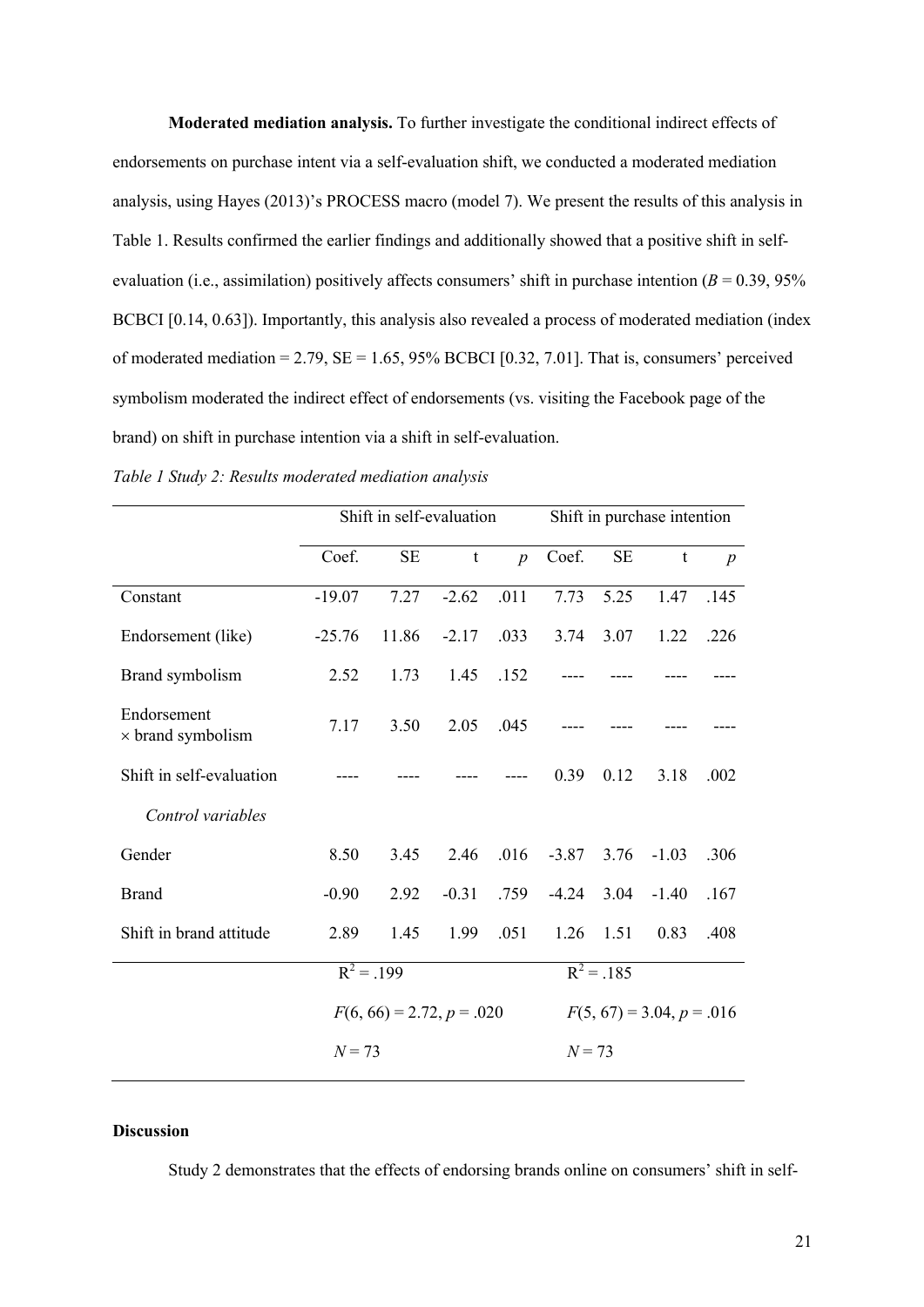**Moderated mediation analysis.** To further investigate the conditional indirect effects of endorsements on purchase intent via a self-evaluation shift, we conducted a moderated mediation analysis, using Hayes (2013)'s PROCESS macro (model 7). We present the results of this analysis in Table 1. Results confirmed the earlier findings and additionally showed that a positive shift in self-evaluation (i.e., assimilation) positively affects consumers' shift in purchase intention (*B* = 0.39, 95% BCBCI [0.14, 0.63]). Importantly, this analysis also revealed a process of moderated mediation (index of moderated mediation = 2.79, SE = 1.65, 95% BCBCI [0.32, 7.01]. That is, consumers' perceived symbolism moderated the indirect effect of endorsements (vs. visiting the Facebook page of the brand) on shift in purchase intention via a shift in self-evaluation.

*Table 1 Study 2: Results moderated mediation analysis*

| | Shift in self-evaluation | | | | Shift in purchase intention | | | |
|---|---|---|---|---|---|---|---|---|
| | Coef. | SE | t | *p* | Coef. | SE | t | *p* |
| Constant | -19.07 | 7.27 | -2.62 | .011 | 7.73 | 5.25 | 1.47 | .145 |
| Endorsement (like) | -25.76 | 11.86 | -2.17 | .033 | 3.74 | 3.07 | 1.22 | .226 |
| Brand symbolism | 2.52 | 1.73 | 1.45 | .152 | ---- | ---- | ---- | ---- |
| Endorsement × brand symbolism | 7.17 | 3.50 | 2.05 | .045 | ---- | ---- | ---- | ---- |
| Shift in self-evaluation | ---- | ---- | ---- | ---- | 0.39 | 0.12 | 3.18 | .002 |
| *Control variables* | | | | | | | | |
| Gender | 8.50 | 3.45 | 2.46 | .016 | -3.87 | 3.76 | -1.03 | .306 |
| Brand | -0.90 | 2.92 | -0.31 | .759 | -4.24 | 3.04 | -1.40 | .167 |
| Shift in brand attitude | 2.89 | 1.45 | 1.99 | .051 | 1.26 | 1.51 | 0.83 | .408 |
| | $R^2$ = .199 | | | | $R^2$ = .185 | | | |
| | $F(6, 66) = 2.72$, $p = .020$ | | | | $F(5, 67) = 3.04$, $p = .016$ | | | |
| | *N* = 73 | | | | *N* = 73 | | | |

**Discussion**

Study 2 demonstrates that the effects of endorsing brands online on consumers' shift in self-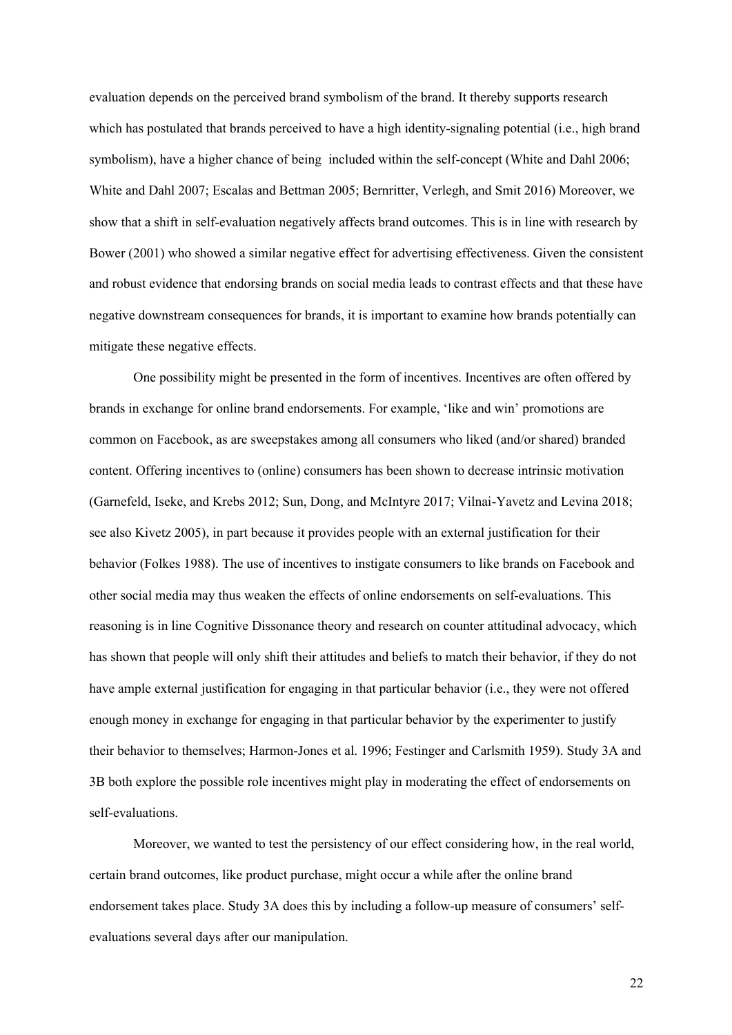evaluation depends on the perceived brand symbolism of the brand. It thereby supports research which has postulated that brands perceived to have a high identity-signaling potential (i.e., high brand symbolism), have a higher chance of being included within the self-concept (White and Dahl 2006; White and Dahl 2007; Escalas and Bettman 2005; Bernritter, Verlegh, and Smit 2016) Moreover, we show that a shift in self-evaluation negatively affects brand outcomes. This is in line with research by Bower (2001) who showed a similar negative effect for advertising effectiveness. Given the consistent and robust evidence that endorsing brands on social media leads to contrast effects and that these have negative downstream consequences for brands, it is important to examine how brands potentially can mitigate these negative effects.

One possibility might be presented in the form of incentives. Incentives are often offered by brands in exchange for online brand endorsements. For example, 'like and win' promotions are common on Facebook, as are sweepstakes among all consumers who liked (and/or shared) branded content. Offering incentives to (online) consumers has been shown to decrease intrinsic motivation (Garnefeld, Iseke, and Krebs 2012; Sun, Dong, and McIntyre 2017; Vilnai-Yavetz and Levina 2018; see also Kivetz 2005), in part because it provides people with an external justification for their behavior (Folkes 1988). The use of incentives to instigate consumers to like brands on Facebook and other social media may thus weaken the effects of online endorsements on self-evaluations. This reasoning is in line Cognitive Dissonance theory and research on counter attitudinal advocacy, which has shown that people will only shift their attitudes and beliefs to match their behavior, if they do not have ample external justification for engaging in that particular behavior (i.e., they were not offered enough money in exchange for engaging in that particular behavior by the experimenter to justify their behavior to themselves; Harmon-Jones et al. 1996; Festinger and Carlsmith 1959). Study 3A and 3B both explore the possible role incentives might play in moderating the effect of endorsements on self-evaluations.

Moreover, we wanted to test the persistency of our effect considering how, in the real world, certain brand outcomes, like product purchase, might occur a while after the online brand endorsement takes place. Study 3A does this by including a follow-up measure of consumers' self-evaluations several days after our manipulation.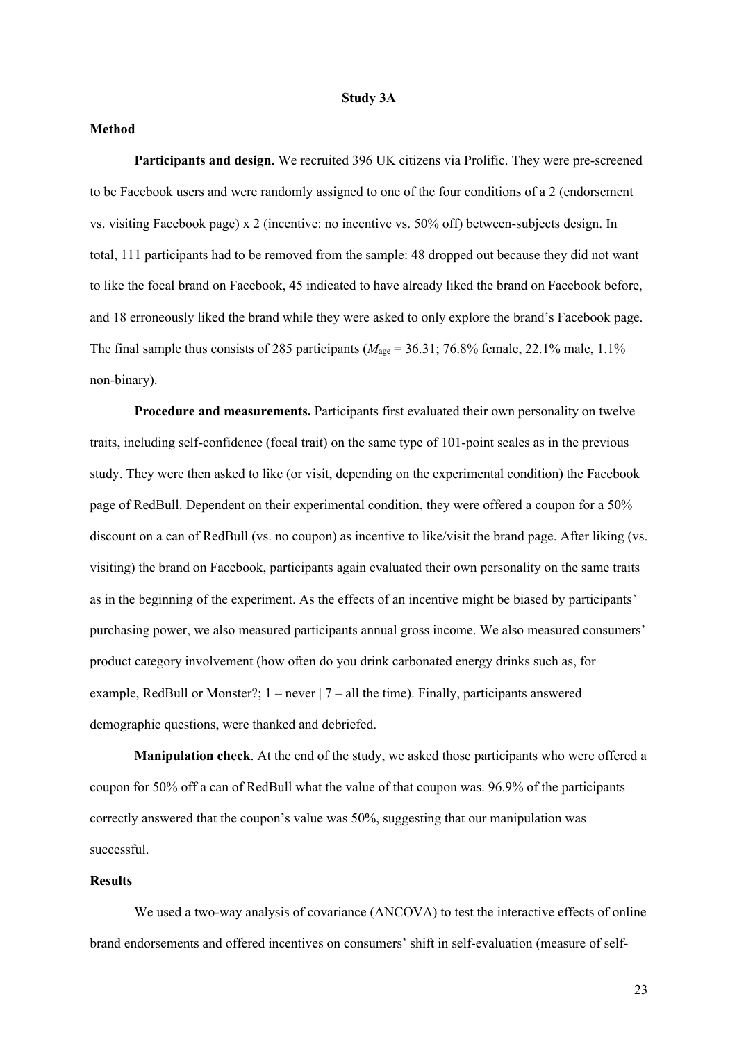## Study 3A

### Method

**Participants and design.** We recruited 396 UK citizens via Prolific. They were pre-screened to be Facebook users and were randomly assigned to one of the four conditions of a 2 (endorsement vs. visiting Facebook page) x 2 (incentive: no incentive vs. 50% off) between-subjects design. In total, 111 participants had to be removed from the sample: 48 dropped out because they did not want to like the focal brand on Facebook, 45 indicated to have already liked the brand on Facebook before, and 18 erroneously liked the brand while they were asked to only explore the brand's Facebook page. The final sample thus consists of 285 participants ($M_{age}$ = 36.31; 76.8% female, 22.1% male, 1.1% non-binary).

**Procedure and measurements.** Participants first evaluated their own personality on twelve traits, including self-confidence (focal trait) on the same type of 101-point scales as in the previous study. They were then asked to like (or visit, depending on the experimental condition) the Facebook page of RedBull. Dependent on their experimental condition, they were offered a coupon for a 50% discount on a can of RedBull (vs. no coupon) as incentive to like/visit the brand page. After liking (vs. visiting) the brand on Facebook, participants again evaluated their own personality on the same traits as in the beginning of the experiment. As the effects of an incentive might be biased by participants' purchasing power, we also measured participants annual gross income. We also measured consumers' product category involvement (how often do you drink carbonated energy drinks such as, for example, RedBull or Monster?; 1 – never | 7 – all the time). Finally, participants answered demographic questions, were thanked and debriefed.

**Manipulation check**. At the end of the study, we asked those participants who were offered a coupon for 50% off a can of RedBull what the value of that coupon was. 96.9% of the participants correctly answered that the coupon's value was 50%, suggesting that our manipulation was successful.

### Results

We used a two-way analysis of covariance (ANCOVA) to test the interactive effects of online brand endorsements and offered incentives on consumers' shift in self-evaluation (measure of self-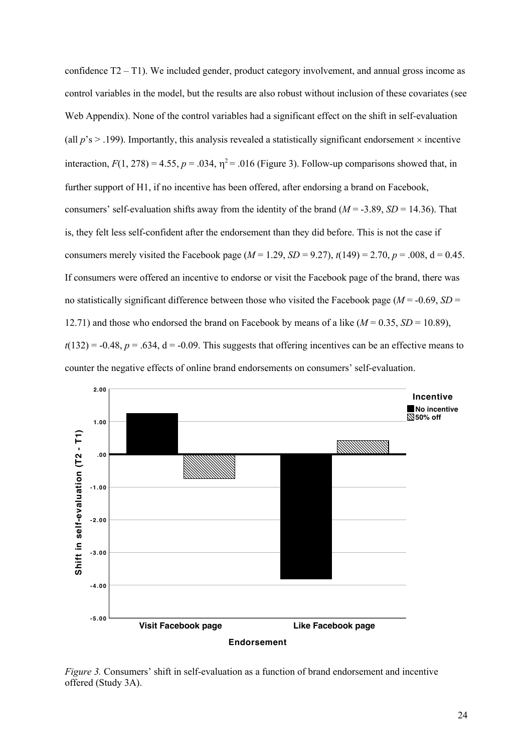confidence T2 – T1). We included gender, product category involvement, and annual gross income as control variables in the model, but the results are also robust without inclusion of these covariates (see Web Appendix). None of the control variables had a significant effect on the shift in self-evaluation (all $p$'s > .199). Importantly, this analysis revealed a statistically significant endorsement × incentive interaction, $F(1, 278) = 4.55$, $p = .034$, $\eta^2 = .016$ (Figure 3). Follow-up comparisons showed that, in further support of H1, if no incentive has been offered, after endorsing a brand on Facebook, consumers' self-evaluation shifts away from the identity of the brand ($M$ = -3.89, $SD$ = 14.36). That is, they felt less self-confident after the endorsement than they did before. This is not the case if consumers merely visited the Facebook page ($M$ = 1.29, $SD$ = 9.27), $t(149) = 2.70$, $p = .008$, d = 0.45. If consumers were offered an incentive to endorse or visit the Facebook page of the brand, there was no statistically significant difference between those who visited the Facebook page ($M$ = -0.69, $SD$ = 12.71) and those who endorsed the brand on Facebook by means of a like ($M$ = 0.35, $SD$ = 10.89), $t(132) = -0.48$, $p = .634$, d = -0.09. This suggests that offering incentives can be an effective means to counter the negative effects of online brand endorsements on consumers' self-evaluation.

*Figure 3.* Consumers' shift in self-evaluation as a function of brand endorsement and incentive offered (Study 3A).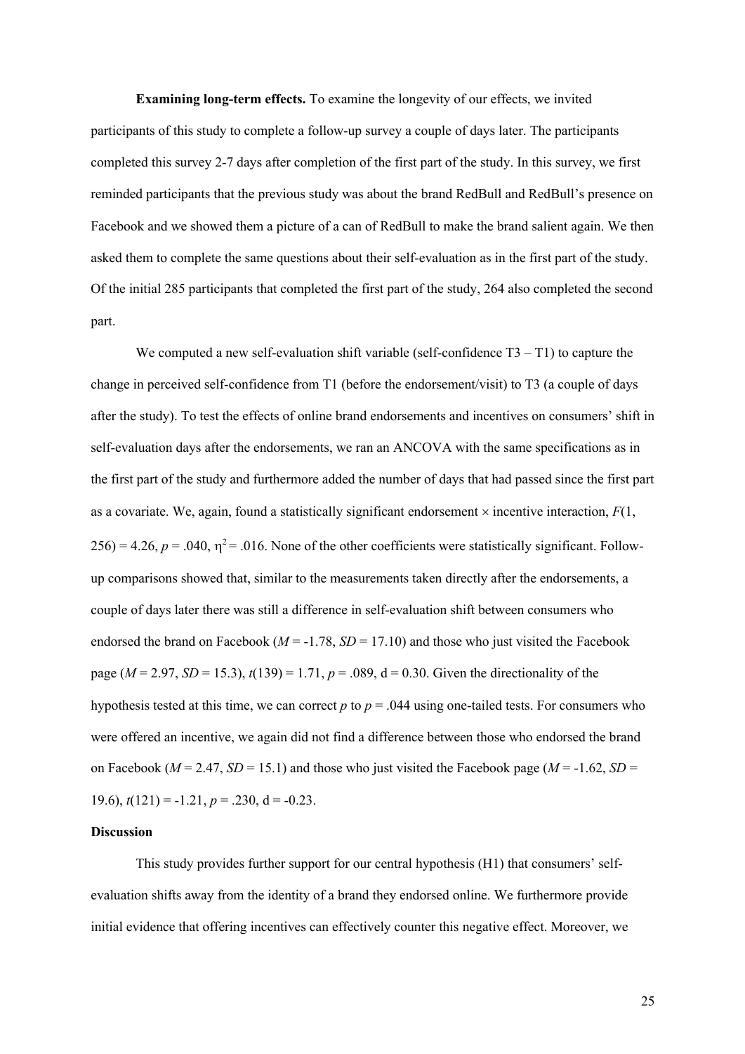**Examining long-term effects.** To examine the longevity of our effects, we invited participants of this study to complete a follow-up survey a couple of days later. The participants completed this survey 2-7 days after completion of the first part of the study. In this survey, we first reminded participants that the previous study was about the brand RedBull and RedBull's presence on Facebook and we showed them a picture of a can of RedBull to make the brand salient again. We then asked them to complete the same questions about their self-evaluation as in the first part of the study. Of the initial 285 participants that completed the first part of the study, 264 also completed the second part.

We computed a new self-evaluation shift variable (self-confidence T3 – T1) to capture the change in perceived self-confidence from T1 (before the endorsement/visit) to T3 (a couple of days after the study). To test the effects of online brand endorsements and incentives on consumers' shift in self-evaluation days after the endorsements, we ran an ANCOVA with the same specifications as in the first part of the study and furthermore added the number of days that had passed since the first part as a covariate. We, again, found a statistically significant endorsement × incentive interaction, $F(1, 256) = 4.26$, $p = .040$, $\eta^2 = .016$. None of the other coefficients were statistically significant. Follow-up comparisons showed that, similar to the measurements taken directly after the endorsements, a couple of days later there was still a difference in self-evaluation shift between consumers who endorsed the brand on Facebook ($M = -1.78$, $SD = 17.10$) and those who just visited the Facebook page ($M = 2.97$, $SD = 15.3$), $t(139) = 1.71$, $p = .089$, d = 0.30. Given the directionality of the hypothesis tested at this time, we can correct $p$ to $p = .044$ using one-tailed tests. For consumers who were offered an incentive, we again did not find a difference between those who endorsed the brand on Facebook ($M = 2.47$, $SD = 15.1$) and those who just visited the Facebook page ($M = -1.62$, $SD = 19.6$), $t(121) = -1.21$, $p = .230$, d = -0.23.

**Discussion**

This study provides further support for our central hypothesis (H1) that consumers' self-evaluation shifts away from the identity of a brand they endorsed online. We furthermore provide initial evidence that offering incentives can effectively counter this negative effect. Moreover, we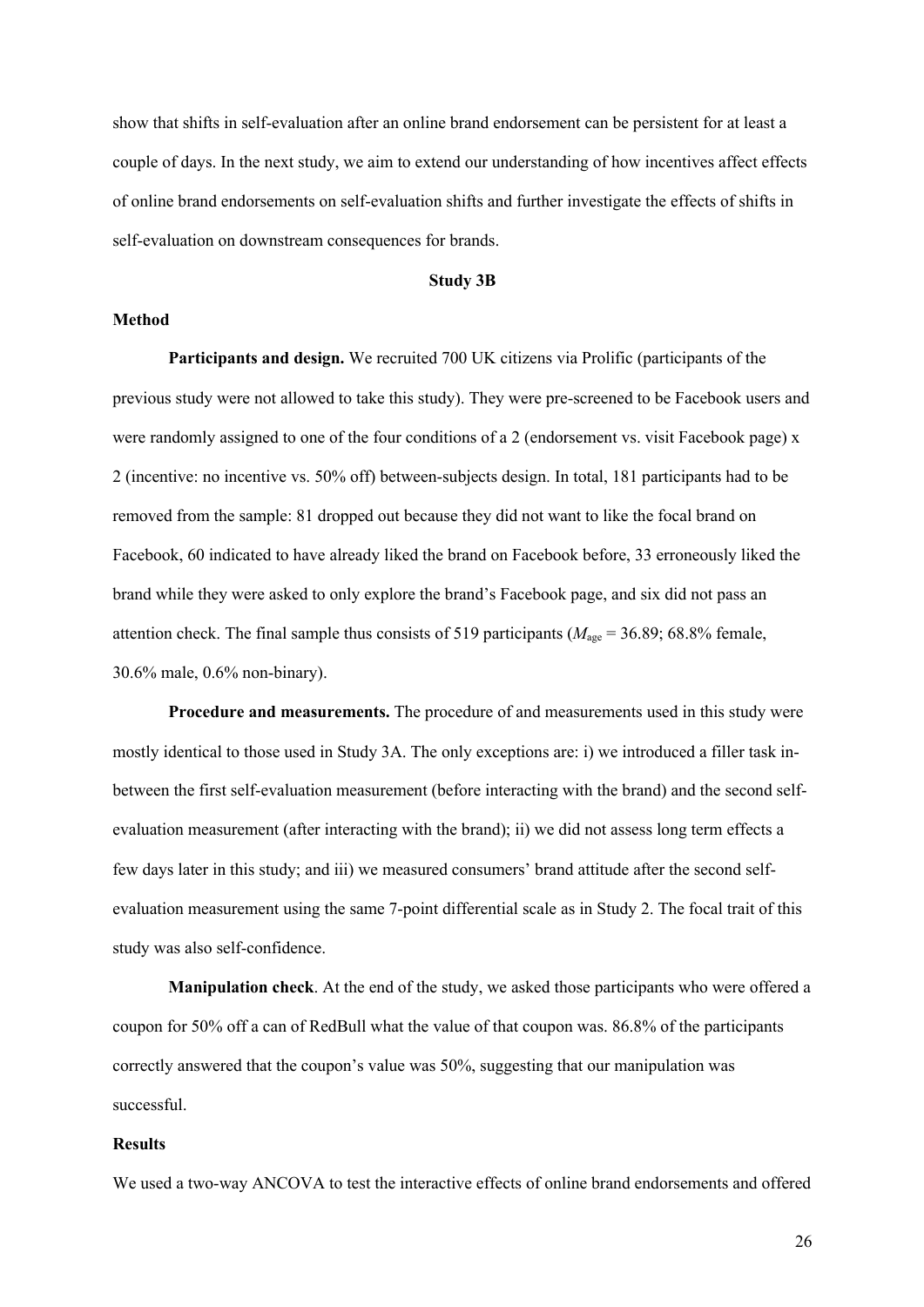show that shifts in self-evaluation after an online brand endorsement can be persistent for at least a couple of days. In the next study, we aim to extend our understanding of how incentives affect effects of online brand endorsements on self-evaluation shifts and further investigate the effects of shifts in self-evaluation on downstream consequences for brands.

## Study 3B

### Method

**Participants and design.** We recruited 700 UK citizens via Prolific (participants of the previous study were not allowed to take this study). They were pre-screened to be Facebook users and were randomly assigned to one of the four conditions of a 2 (endorsement vs. visit Facebook page) x 2 (incentive: no incentive vs. 50% off) between-subjects design. In total, 181 participants had to be removed from the sample: 81 dropped out because they did not want to like the focal brand on Facebook, 60 indicated to have already liked the brand on Facebook before, 33 erroneously liked the brand while they were asked to only explore the brand's Facebook page, and six did not pass an attention check. The final sample thus consists of 519 participants ($M_{\text{age}}$ = 36.89; 68.8% female, 30.6% male, 0.6% non-binary).

**Procedure and measurements.** The procedure of and measurements used in this study were mostly identical to those used in Study 3A. The only exceptions are: i) we introduced a filler task in-between the first self-evaluation measurement (before interacting with the brand) and the second self-evaluation measurement (after interacting with the brand); ii) we did not assess long term effects a few days later in this study; and iii) we measured consumers' brand attitude after the second self-evaluation measurement using the same 7-point differential scale as in Study 2. The focal trait of this study was also self-confidence.

**Manipulation check**. At the end of the study, we asked those participants who were offered a coupon for 50% off a can of RedBull what the value of that coupon was. 86.8% of the participants correctly answered that the coupon's value was 50%, suggesting that our manipulation was successful.

### Results

We used a two-way ANCOVA to test the interactive effects of online brand endorsements and offered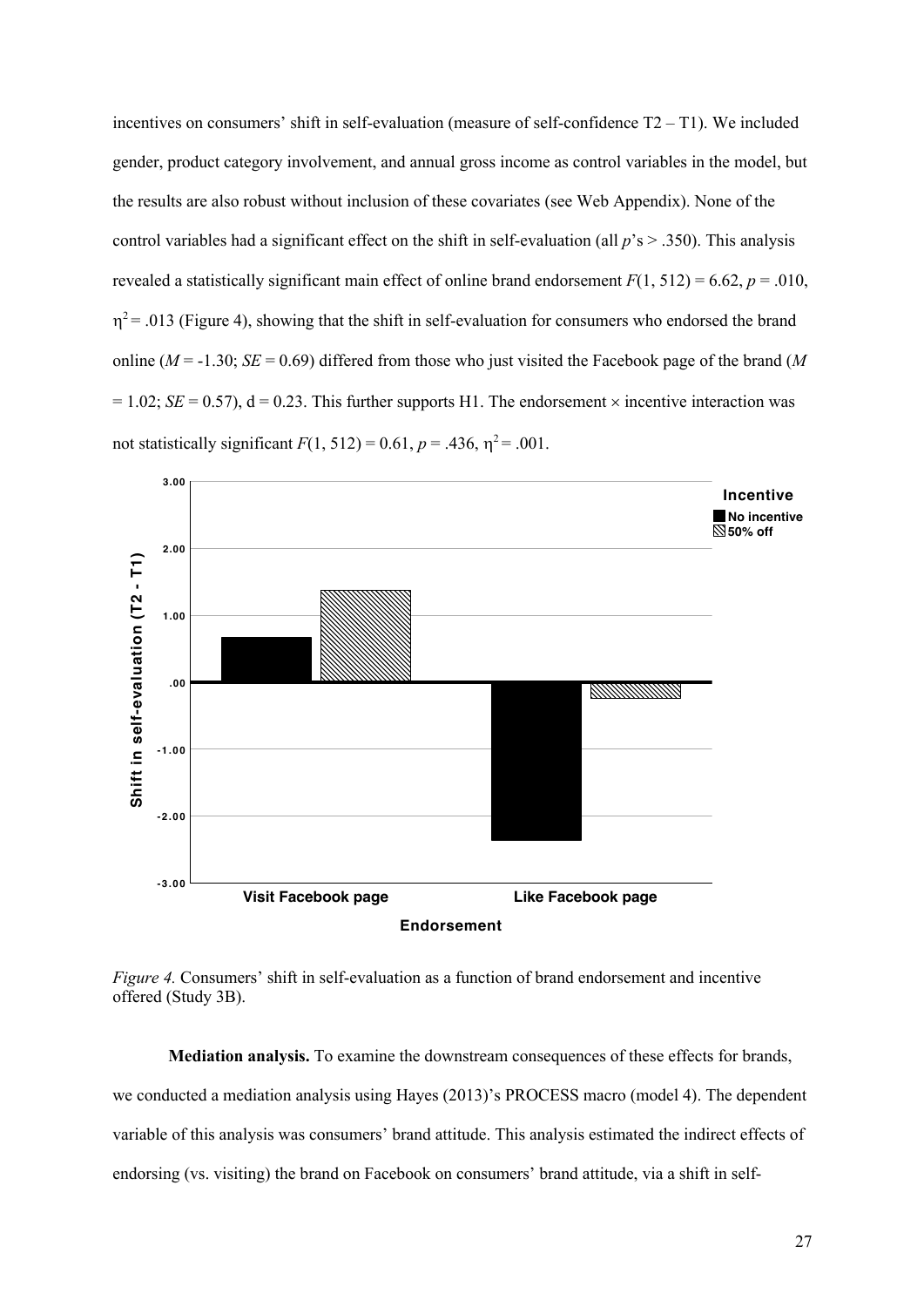incentives on consumers' shift in self-evaluation (measure of self-confidence T2 – T1). We included gender, product category involvement, and annual gross income as control variables in the model, but the results are also robust without inclusion of these covariates (see Web Appendix). None of the control variables had a significant effect on the shift in self-evaluation (all $p$'s > .350). This analysis revealed a statistically significant main effect of online brand endorsement $F(1, 512) = 6.62$, $p = .010$, $\eta^2 = .013$ (Figure 4), showing that the shift in self-evaluation for consumers who endorsed the brand online ($M = -1.30$; $SE = 0.69$) differed from those who just visited the Facebook page of the brand ($M = 1.02$; $SE = 0.57$), d = 0.23. This further supports H1. The endorsement × incentive interaction was not statistically significant $F(1, 512) = 0.61$, $p = .436$, $\eta^2 = .001$.

*Figure 4.* Consumers' shift in self-evaluation as a function of brand endorsement and incentive offered (Study 3B).

**Mediation analysis.** To examine the downstream consequences of these effects for brands, we conducted a mediation analysis using Hayes (2013)'s PROCESS macro (model 4). The dependent variable of this analysis was consumers' brand attitude. This analysis estimated the indirect effects of endorsing (vs. visiting) the brand on Facebook on consumers' brand attitude, via a shift in self-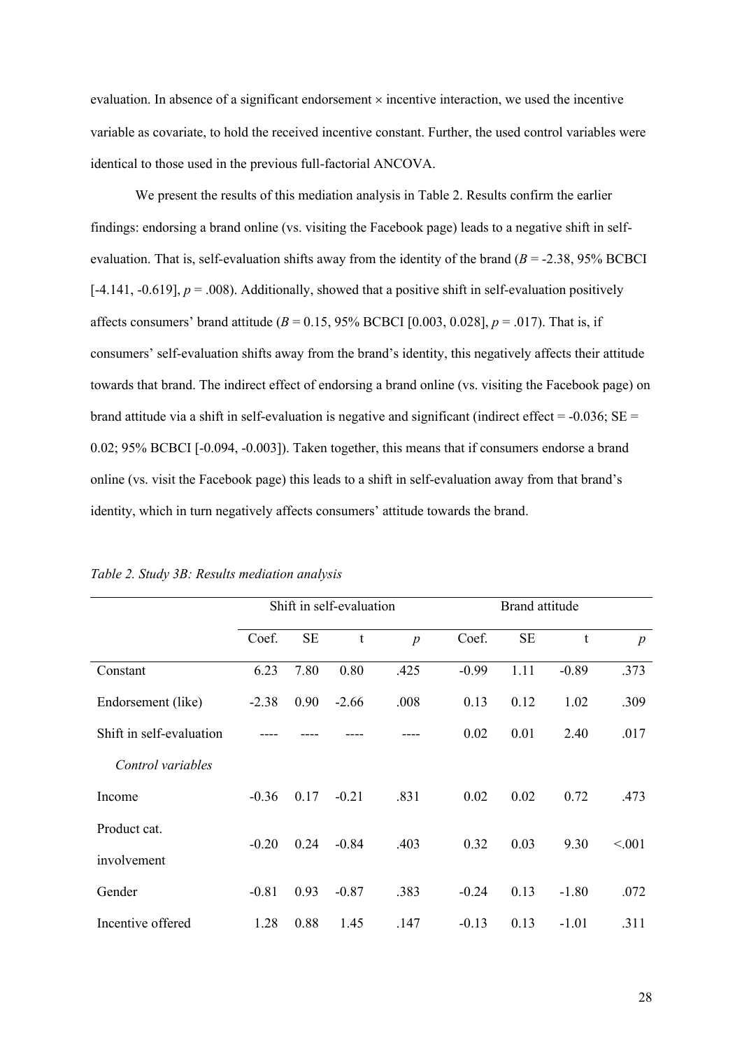evaluation. In absence of a significant endorsement × incentive interaction, we used the incentive variable as covariate, to hold the received incentive constant. Further, the used control variables were identical to those used in the previous full-factorial ANCOVA.

We present the results of this mediation analysis in Table 2. Results confirm the earlier findings: endorsing a brand online (vs. visiting the Facebook page) leads to a negative shift in self-evaluation. That is, self-evaluation shifts away from the identity of the brand ($B$ = -2.38, 95% BCBCI [-4.141, -0.619], $p$ = .008). Additionally, showed that a positive shift in self-evaluation positively affects consumers' brand attitude ($B$ = 0.15, 95% BCBCI [0.003, 0.028], $p$ = .017). That is, if consumers' self-evaluation shifts away from the brand's identity, this negatively affects their attitude towards that brand. The indirect effect of endorsing a brand online (vs. visiting the Facebook page) on brand attitude via a shift in self-evaluation is negative and significant (indirect effect = -0.036; SE = 0.02; 95% BCBCI [-0.094, -0.003]). Taken together, this means that if consumers endorse a brand online (vs. visit the Facebook page) this leads to a shift in self-evaluation away from that brand's identity, which in turn negatively affects consumers' attitude towards the brand.

*Table 2. Study 3B: Results mediation analysis*

| | Shift in self-evaluation | | | | Brand attitude | | | |
|---|---|---|---|---|---|---|---|---|
| | Coef. | SE | t | $p$ | Coef. | SE | t | $p$ |
| Constant | 6.23 | 7.80 | 0.80 | .425 | -0.99 | 1.11 | -0.89 | .373 |
| Endorsement (like) | -2.38 | 0.90 | -2.66 | .008 | 0.13 | 0.12 | 1.02 | .309 |
| Shift in self-evaluation | ---- | ---- | ---- | ---- | 0.02 | 0.01 | 2.40 | .017 |
| *Control variables* | | | | | | | | |
| Income | -0.36 | 0.17 | -0.21 | .831 | 0.02 | 0.02 | 0.72 | .473 |
| Product cat. involvement | -0.20 | 0.24 | -0.84 | .403 | 0.32 | 0.03 | 9.30 | <.001 |
| Gender | -0.81 | 0.93 | -0.87 | .383 | -0.24 | 0.13 | -1.80 | .072 |
| Incentive offered | 1.28 | 0.88 | 1.45 | .147 | -0.13 | 0.13 | -1.01 | .311 |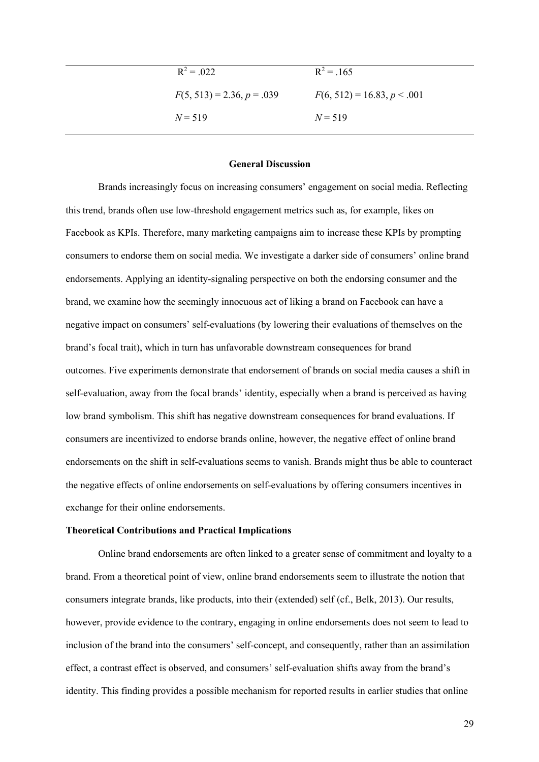| | | |
|---|---|---|
| | $R^2 = .022$ | $R^2 = .165$ |
| | $F(5, 513) = 2.36, p = .039$ | $F(6, 512) = 16.83, p < .001$ |
| | $N = 519$ | $N = 519$ |

**General Discussion**

Brands increasingly focus on increasing consumers' engagement on social media. Reflecting this trend, brands often use low-threshold engagement metrics such as, for example, likes on Facebook as KPIs. Therefore, many marketing campaigns aim to increase these KPIs by prompting consumers to endorse them on social media. We investigate a darker side of consumers' online brand endorsements. Applying an identity-signaling perspective on both the endorsing consumer and the brand, we examine how the seemingly innocuous act of liking a brand on Facebook can have a negative impact on consumers' self-evaluations (by lowering their evaluations of themselves on the brand's focal trait), which in turn has unfavorable downstream consequences for brand outcomes. Five experiments demonstrate that endorsement of brands on social media causes a shift in self-evaluation, away from the focal brands' identity, especially when a brand is perceived as having low brand symbolism. This shift has negative downstream consequences for brand evaluations. If consumers are incentivized to endorse brands online, however, the negative effect of online brand endorsements on the shift in self-evaluations seems to vanish. Brands might thus be able to counteract the negative effects of online endorsements on self-evaluations by offering consumers incentives in exchange for their online endorsements.

**Theoretical Contributions and Practical Implications**

Online brand endorsements are often linked to a greater sense of commitment and loyalty to a brand. From a theoretical point of view, online brand endorsements seem to illustrate the notion that consumers integrate brands, like products, into their (extended) self (cf., Belk, 2013). Our results, however, provide evidence to the contrary, engaging in online endorsements does not seem to lead to inclusion of the brand into the consumers' self-concept, and consequently, rather than an assimilation effect, a contrast effect is observed, and consumers' self-evaluation shifts away from the brand's identity. This finding provides a possible mechanism for reported results in earlier studies that online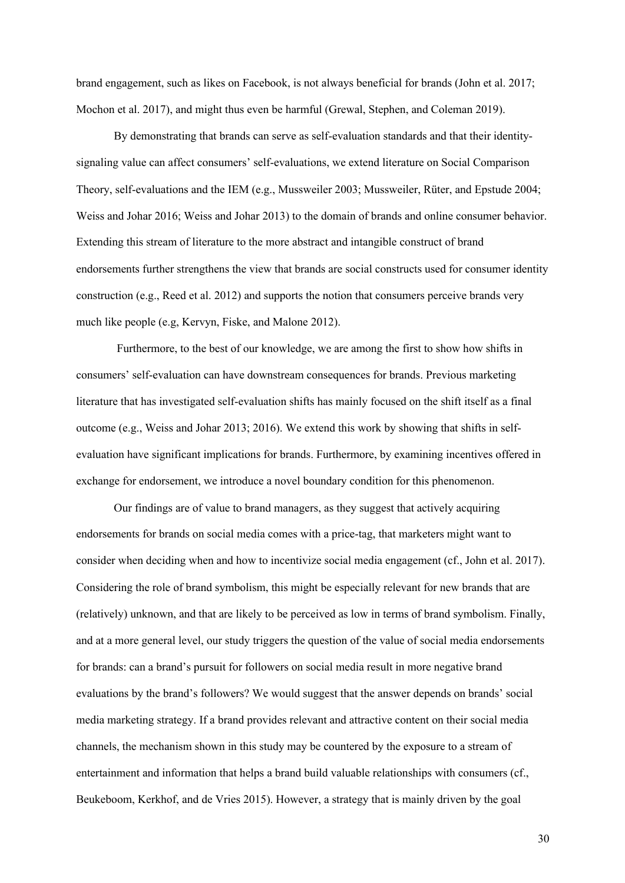brand engagement, such as likes on Facebook, is not always beneficial for brands (John et al. 2017; Mochon et al. 2017), and might thus even be harmful (Grewal, Stephen, and Coleman 2019).

By demonstrating that brands can serve as self-evaluation standards and that their identity-signaling value can affect consumers' self-evaluations, we extend literature on Social Comparison Theory, self-evaluations and the IEM (e.g., Mussweiler 2003; Mussweiler, Rüter, and Epstude 2004; Weiss and Johar 2016; Weiss and Johar 2013) to the domain of brands and online consumer behavior. Extending this stream of literature to the more abstract and intangible construct of brand endorsements further strengthens the view that brands are social constructs used for consumer identity construction (e.g., Reed et al. 2012) and supports the notion that consumers perceive brands very much like people (e.g, Kervyn, Fiske, and Malone 2012).

Furthermore, to the best of our knowledge, we are among the first to show how shifts in consumers' self-evaluation can have downstream consequences for brands. Previous marketing literature that has investigated self-evaluation shifts has mainly focused on the shift itself as a final outcome (e.g., Weiss and Johar 2013; 2016). We extend this work by showing that shifts in self-evaluation have significant implications for brands. Furthermore, by examining incentives offered in exchange for endorsement, we introduce a novel boundary condition for this phenomenon.

Our findings are of value to brand managers, as they suggest that actively acquiring endorsements for brands on social media comes with a price-tag, that marketers might want to consider when deciding when and how to incentivize social media engagement (cf., John et al. 2017). Considering the role of brand symbolism, this might be especially relevant for new brands that are (relatively) unknown, and that are likely to be perceived as low in terms of brand symbolism. Finally, and at a more general level, our study triggers the question of the value of social media endorsements for brands: can a brand's pursuit for followers on social media result in more negative brand evaluations by the brand's followers? We would suggest that the answer depends on brands' social media marketing strategy. If a brand provides relevant and attractive content on their social media channels, the mechanism shown in this study may be countered by the exposure to a stream of entertainment and information that helps a brand build valuable relationships with consumers (cf., Beukeboom, Kerkhof, and de Vries 2015). However, a strategy that is mainly driven by the goal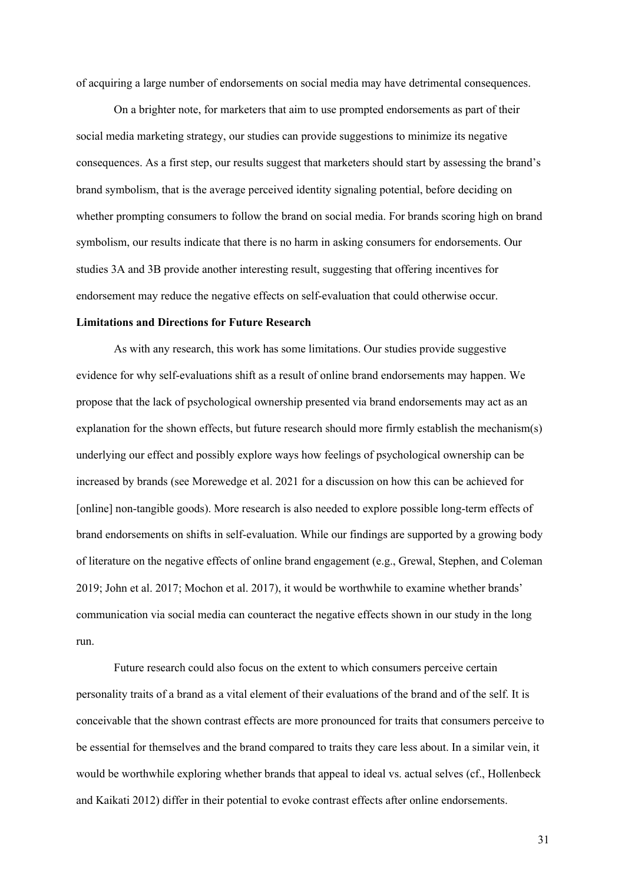of acquiring a large number of endorsements on social media may have detrimental consequences.

On a brighter note, for marketers that aim to use prompted endorsements as part of their social media marketing strategy, our studies can provide suggestions to minimize its negative consequences. As a first step, our results suggest that marketers should start by assessing the brand's brand symbolism, that is the average perceived identity signaling potential, before deciding on whether prompting consumers to follow the brand on social media. For brands scoring high on brand symbolism, our results indicate that there is no harm in asking consumers for endorsements. Our studies 3A and 3B provide another interesting result, suggesting that offering incentives for endorsement may reduce the negative effects on self-evaluation that could otherwise occur.

**Limitations and Directions for Future Research**

As with any research, this work has some limitations. Our studies provide suggestive evidence for why self-evaluations shift as a result of online brand endorsements may happen. We propose that the lack of psychological ownership presented via brand endorsements may act as an explanation for the shown effects, but future research should more firmly establish the mechanism(s) underlying our effect and possibly explore ways how feelings of psychological ownership can be increased by brands (see Morewedge et al. 2021 for a discussion on how this can be achieved for [online] non-tangible goods). More research is also needed to explore possible long-term effects of brand endorsements on shifts in self-evaluation. While our findings are supported by a growing body of literature on the negative effects of online brand engagement (e.g., Grewal, Stephen, and Coleman 2019; John et al. 2017; Mochon et al. 2017), it would be worthwhile to examine whether brands' communication via social media can counteract the negative effects shown in our study in the long run.

Future research could also focus on the extent to which consumers perceive certain personality traits of a brand as a vital element of their evaluations of the brand and of the self. It is conceivable that the shown contrast effects are more pronounced for traits that consumers perceive to be essential for themselves and the brand compared to traits they care less about. In a similar vein, it would be worthwhile exploring whether brands that appeal to ideal vs. actual selves (cf., Hollenbeck and Kaikati 2012) differ in their potential to evoke contrast effects after online endorsements.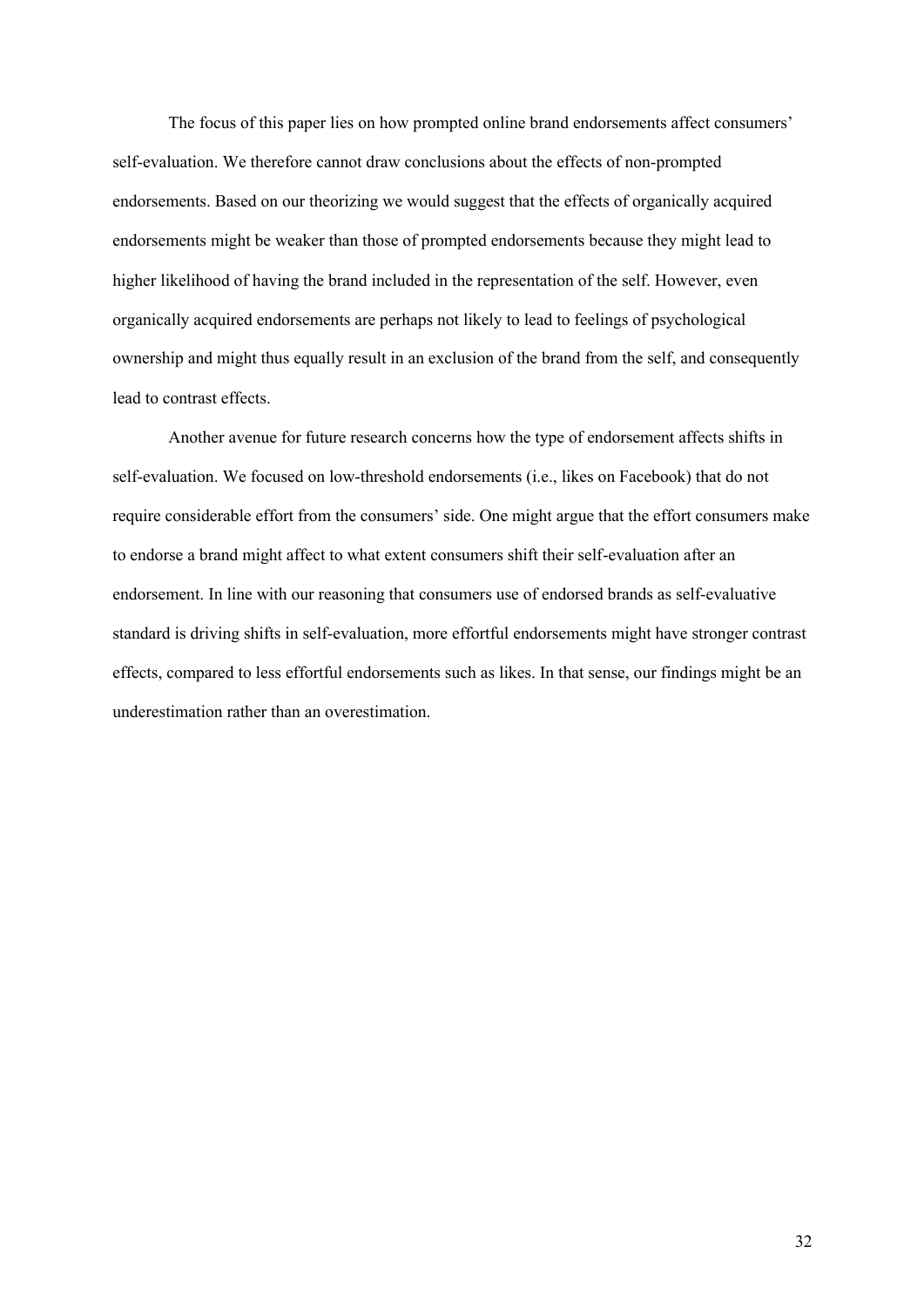The focus of this paper lies on how prompted online brand endorsements affect consumers' self-evaluation. We therefore cannot draw conclusions about the effects of non-prompted endorsements. Based on our theorizing we would suggest that the effects of organically acquired endorsements might be weaker than those of prompted endorsements because they might lead to higher likelihood of having the brand included in the representation of the self. However, even organically acquired endorsements are perhaps not likely to lead to feelings of psychological ownership and might thus equally result in an exclusion of the brand from the self, and consequently lead to contrast effects.

Another avenue for future research concerns how the type of endorsement affects shifts in self-evaluation. We focused on low-threshold endorsements (i.e., likes on Facebook) that do not require considerable effort from the consumers' side. One might argue that the effort consumers make to endorse a brand might affect to what extent consumers shift their self-evaluation after an endorsement. In line with our reasoning that consumers use of endorsed brands as self-evaluative standard is driving shifts in self-evaluation, more effortful endorsements might have stronger contrast effects, compared to less effortful endorsements such as likes. In that sense, our findings might be an underestimation rather than an overestimation.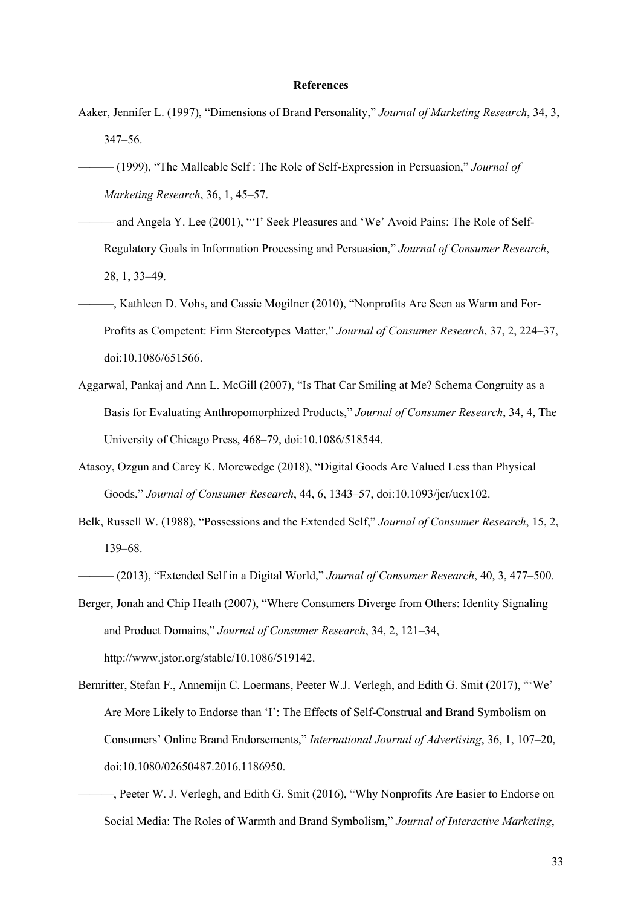**References**

Aaker, Jennifer L. (1997), "Dimensions of Brand Personality," *Journal of Marketing Research*, 34, 3, 347–56.

——— (1999), "The Malleable Self : The Role of Self-Expression in Persuasion," *Journal of Marketing Research*, 36, 1, 45–57.

——— and Angela Y. Lee (2001), "'I' Seek Pleasures and 'We' Avoid Pains: The Role of Self-Regulatory Goals in Information Processing and Persuasion," *Journal of Consumer Research*, 28, 1, 33–49.

———, Kathleen D. Vohs, and Cassie Mogilner (2010), "Nonprofits Are Seen as Warm and For-Profits as Competent: Firm Stereotypes Matter," *Journal of Consumer Research*, 37, 2, 224–37, doi:10.1086/651566.

Aggarwal, Pankaj and Ann L. McGill (2007), "Is That Car Smiling at Me? Schema Congruity as a Basis for Evaluating Anthropomorphized Products," *Journal of Consumer Research*, 34, 4, The University of Chicago Press, 468–79, doi:10.1086/518544.

Atasoy, Ozgun and Carey K. Morewedge (2018), "Digital Goods Are Valued Less than Physical Goods," *Journal of Consumer Research*, 44, 6, 1343–57, doi:10.1093/jcr/ucx102.

Belk, Russell W. (1988), "Possessions and the Extended Self," *Journal of Consumer Research*, 15, 2, 139–68.

——— (2013), "Extended Self in a Digital World," *Journal of Consumer Research*, 40, 3, 477–500.

Berger, Jonah and Chip Heath (2007), "Where Consumers Diverge from Others: Identity Signaling and Product Domains," *Journal of Consumer Research*, 34, 2, 121–34, http://www.jstor.org/stable/10.1086/519142.

Bernritter, Stefan F., Annemijn C. Loermans, Peeter W.J. Verlegh, and Edith G. Smit (2017), "'We' Are More Likely to Endorse than 'I': The Effects of Self-Construal and Brand Symbolism on Consumers' Online Brand Endorsements," *International Journal of Advertising*, 36, 1, 107–20, doi:10.1080/02650487.2016.1186950.

———, Peeter W. J. Verlegh, and Edith G. Smit (2016), "Why Nonprofits Are Easier to Endorse on Social Media: The Roles of Warmth and Brand Symbolism," *Journal of Interactive Marketing*,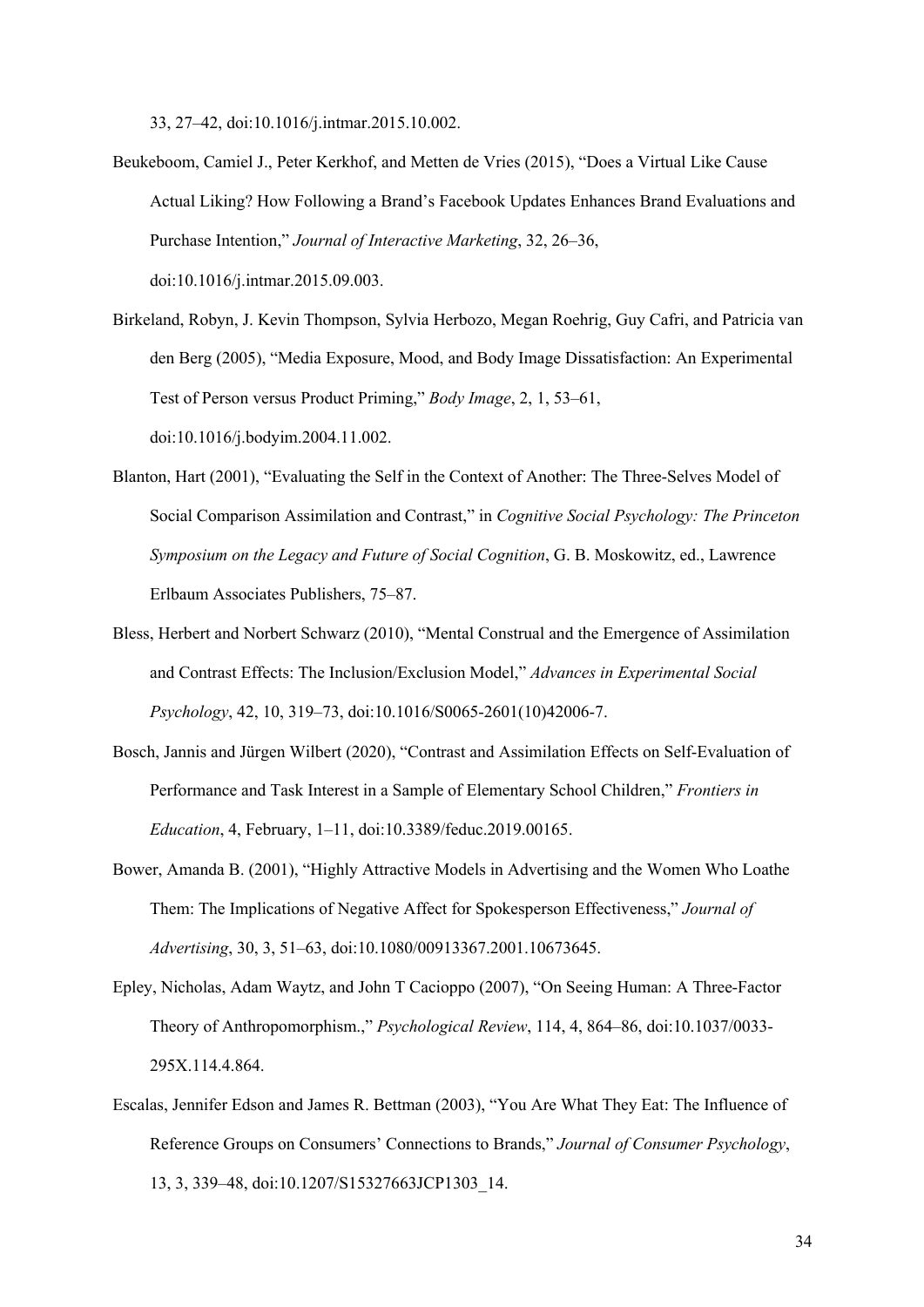33, 27–42, doi:10.1016/j.intmar.2015.10.002.

Beukeboom, Camiel J., Peter Kerkhof, and Metten de Vries (2015), "Does a Virtual Like Cause Actual Liking? How Following a Brand's Facebook Updates Enhances Brand Evaluations and Purchase Intention," *Journal of Interactive Marketing*, 32, 26–36, doi:10.1016/j.intmar.2015.09.003.

Birkeland, Robyn, J. Kevin Thompson, Sylvia Herbozo, Megan Roehrig, Guy Cafri, and Patricia van den Berg (2005), "Media Exposure, Mood, and Body Image Dissatisfaction: An Experimental Test of Person versus Product Priming," *Body Image*, 2, 1, 53–61, doi:10.1016/j.bodyim.2004.11.002.

Blanton, Hart (2001), "Evaluating the Self in the Context of Another: The Three-Selves Model of Social Comparison Assimilation and Contrast," in *Cognitive Social Psychology: The Princeton Symposium on the Legacy and Future of Social Cognition*, G. B. Moskowitz, ed., Lawrence Erlbaum Associates Publishers, 75–87.

Bless, Herbert and Norbert Schwarz (2010), "Mental Construal and the Emergence of Assimilation and Contrast Effects: The Inclusion/Exclusion Model," *Advances in Experimental Social Psychology*, 42, 10, 319–73, doi:10.1016/S0065-2601(10)42006-7.

Bosch, Jannis and Jürgen Wilbert (2020), "Contrast and Assimilation Effects on Self-Evaluation of Performance and Task Interest in a Sample of Elementary School Children," *Frontiers in Education*, 4, February, 1–11, doi:10.3389/feduc.2019.00165.

Bower, Amanda B. (2001), "Highly Attractive Models in Advertising and the Women Who Loathe Them: The Implications of Negative Affect for Spokesperson Effectiveness," *Journal of Advertising*, 30, 3, 51–63, doi:10.1080/00913367.2001.10673645.

Epley, Nicholas, Adam Waytz, and John T Cacioppo (2007), "On Seeing Human: A Three-Factor Theory of Anthropomorphism.," *Psychological Review*, 114, 4, 864–86, doi:10.1037/0033-295X.114.4.864.

Escalas, Jennifer Edson and James R. Bettman (2003), "You Are What They Eat: The Influence of Reference Groups on Consumers' Connections to Brands," *Journal of Consumer Psychology*, 13, 3, 339–48, doi:10.1207/S15327663JCP1303_14.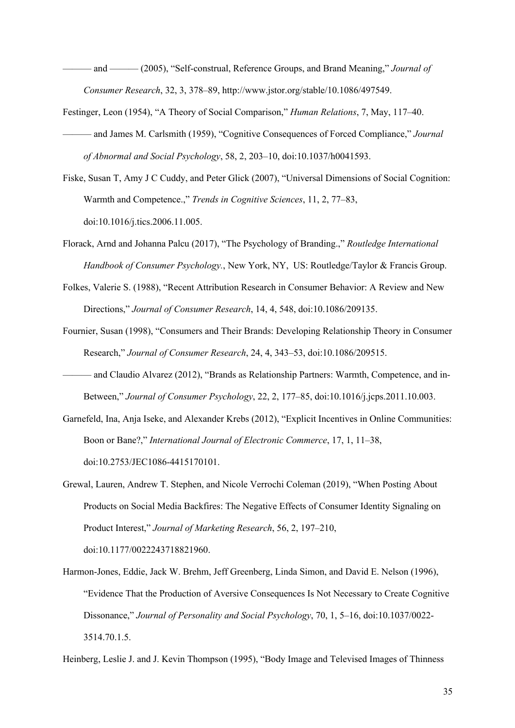——— and ——— (2005), “Self-construal, Reference Groups, and Brand Meaning,” *Journal of Consumer Research*, 32, 3, 378–89, http://www.jstor.org/stable/10.1086/497549.

Festinger, Leon (1954), “A Theory of Social Comparison,” *Human Relations*, 7, May, 117–40.

——— and James M. Carlsmith (1959), “Cognitive Consequences of Forced Compliance,” *Journal of Abnormal and Social Psychology*, 58, 2, 203–10, doi:10.1037/h0041593.

Fiske, Susan T, Amy J C Cuddy, and Peter Glick (2007), “Universal Dimensions of Social Cognition: Warmth and Competence.,” *Trends in Cognitive Sciences*, 11, 2, 77–83, doi:10.1016/j.tics.2006.11.005.

Florack, Arnd and Johanna Palcu (2017), “The Psychology of Branding.,” *Routledge International Handbook of Consumer Psychology.*, New York, NY, US: Routledge/Taylor & Francis Group.

Folkes, Valerie S. (1988), “Recent Attribution Research in Consumer Behavior: A Review and New Directions,” *Journal of Consumer Research*, 14, 4, 548, doi:10.1086/209135.

Fournier, Susan (1998), “Consumers and Their Brands: Developing Relationship Theory in Consumer Research,” *Journal of Consumer Research*, 24, 4, 343–53, doi:10.1086/209515.

——— and Claudio Alvarez (2012), “Brands as Relationship Partners: Warmth, Competence, and in-Between,” *Journal of Consumer Psychology*, 22, 2, 177–85, doi:10.1016/j.jcps.2011.10.003.

Garnefeld, Ina, Anja Iseke, and Alexander Krebs (2012), “Explicit Incentives in Online Communities: Boon or Bane?,” *International Journal of Electronic Commerce*, 17, 1, 11–38, doi:10.2753/JEC1086-4415170101.

Grewal, Lauren, Andrew T. Stephen, and Nicole Verrochi Coleman (2019), “When Posting About Products on Social Media Backfires: The Negative Effects of Consumer Identity Signaling on Product Interest,” *Journal of Marketing Research*, 56, 2, 197–210, doi:10.1177/0022243718821960.

Harmon-Jones, Eddie, Jack W. Brehm, Jeff Greenberg, Linda Simon, and David E. Nelson (1996), “Evidence That the Production of Aversive Consequences Is Not Necessary to Create Cognitive Dissonance,” *Journal of Personality and Social Psychology*, 70, 1, 5–16, doi:10.1037/0022-3514.70.1.5.

Heinberg, Leslie J. and J. Kevin Thompson (1995), “Body Image and Televised Images of Thinness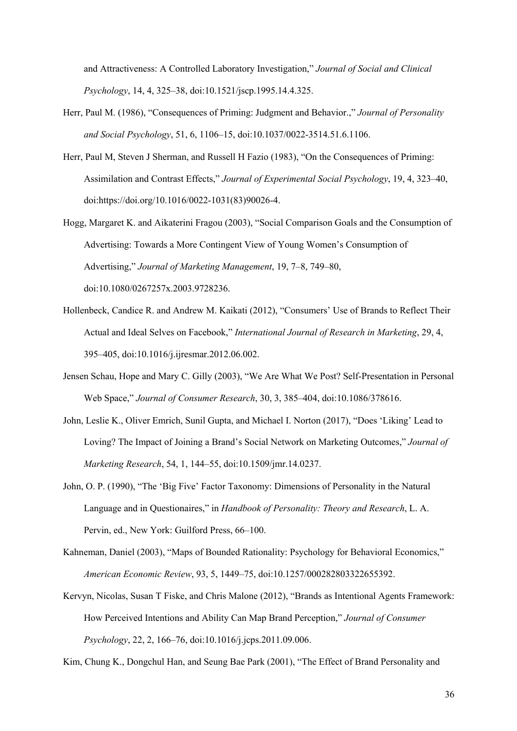and Attractiveness: A Controlled Laboratory Investigation," *Journal of Social and Clinical Psychology*, 14, 4, 325–38, doi:10.1521/jscp.1995.14.4.325.

Herr, Paul M. (1986), "Consequences of Priming: Judgment and Behavior.," *Journal of Personality and Social Psychology*, 51, 6, 1106–15, doi:10.1037/0022-3514.51.6.1106.

Herr, Paul M, Steven J Sherman, and Russell H Fazio (1983), "On the Consequences of Priming: Assimilation and Contrast Effects," *Journal of Experimental Social Psychology*, 19, 4, 323–40, doi:https://doi.org/10.1016/0022-1031(83)90026-4.

Hogg, Margaret K. and Aikaterini Fragou (2003), "Social Comparison Goals and the Consumption of Advertising: Towards a More Contingent View of Young Women's Consumption of Advertising," *Journal of Marketing Management*, 19, 7–8, 749–80, doi:10.1080/0267257x.2003.9728236.

Hollenbeck, Candice R. and Andrew M. Kaikati (2012), "Consumers' Use of Brands to Reflect Their Actual and Ideal Selves on Facebook," *International Journal of Research in Marketing*, 29, 4, 395–405, doi:10.1016/j.ijresmar.2012.06.002.

Jensen Schau, Hope and Mary C. Gilly (2003), "We Are What We Post? Self-Presentation in Personal Web Space," *Journal of Consumer Research*, 30, 3, 385–404, doi:10.1086/378616.

John, Leslie K., Oliver Emrich, Sunil Gupta, and Michael I. Norton (2017), "Does 'Liking' Lead to Loving? The Impact of Joining a Brand's Social Network on Marketing Outcomes," *Journal of Marketing Research*, 54, 1, 144–55, doi:10.1509/jmr.14.0237.

John, O. P. (1990), "The 'Big Five' Factor Taxonomy: Dimensions of Personality in the Natural Language and in Questionaires," in *Handbook of Personality: Theory and Research*, L. A. Pervin, ed., New York: Guilford Press, 66–100.

Kahneman, Daniel (2003), "Maps of Bounded Rationality: Psychology for Behavioral Economics," *American Economic Review*, 93, 5, 1449–75, doi:10.1257/000282803322655392.

Kervyn, Nicolas, Susan T Fiske, and Chris Malone (2012), "Brands as Intentional Agents Framework: How Perceived Intentions and Ability Can Map Brand Perception," *Journal of Consumer Psychology*, 22, 2, 166–76, doi:10.1016/j.jcps.2011.09.006.

Kim, Chung K., Dongchul Han, and Seung Bae Park (2001), "The Effect of Brand Personality and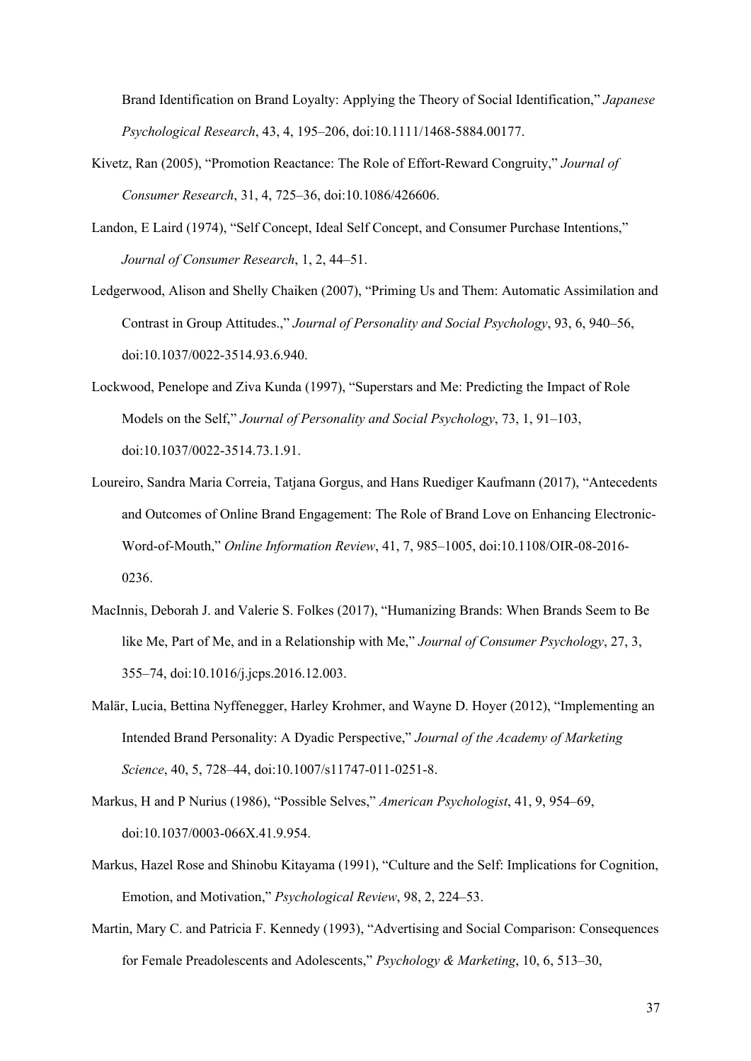Brand Identification on Brand Loyalty: Applying the Theory of Social Identification," *Japanese Psychological Research*, 43, 4, 195–206, doi:10.1111/1468-5884.00177.

Kivetz, Ran (2005), "Promotion Reactance: The Role of Effort-Reward Congruity," *Journal of Consumer Research*, 31, 4, 725–36, doi:10.1086/426606.

Landon, E Laird (1974), "Self Concept, Ideal Self Concept, and Consumer Purchase Intentions," *Journal of Consumer Research*, 1, 2, 44–51.

Ledgerwood, Alison and Shelly Chaiken (2007), "Priming Us and Them: Automatic Assimilation and Contrast in Group Attitudes.," *Journal of Personality and Social Psychology*, 93, 6, 940–56, doi:10.1037/0022-3514.93.6.940.

Lockwood, Penelope and Ziva Kunda (1997), "Superstars and Me: Predicting the Impact of Role Models on the Self," *Journal of Personality and Social Psychology*, 73, 1, 91–103, doi:10.1037/0022-3514.73.1.91.

Loureiro, Sandra Maria Correia, Tatjana Gorgus, and Hans Ruediger Kaufmann (2017), "Antecedents and Outcomes of Online Brand Engagement: The Role of Brand Love on Enhancing Electronic-Word-of-Mouth," *Online Information Review*, 41, 7, 985–1005, doi:10.1108/OIR-08-2016-0236.

MacInnis, Deborah J. and Valerie S. Folkes (2017), "Humanizing Brands: When Brands Seem to Be like Me, Part of Me, and in a Relationship with Me," *Journal of Consumer Psychology*, 27, 3, 355–74, doi:10.1016/j.jcps.2016.12.003.

Malär, Lucia, Bettina Nyffenegger, Harley Krohmer, and Wayne D. Hoyer (2012), "Implementing an Intended Brand Personality: A Dyadic Perspective," *Journal of the Academy of Marketing Science*, 40, 5, 728–44, doi:10.1007/s11747-011-0251-8.

Markus, H and P Nurius (1986), "Possible Selves," *American Psychologist*, 41, 9, 954–69, doi:10.1037/0003-066X.41.9.954.

Markus, Hazel Rose and Shinobu Kitayama (1991), "Culture and the Self: Implications for Cognition, Emotion, and Motivation," *Psychological Review*, 98, 2, 224–53.

Martin, Mary C. and Patricia F. Kennedy (1993), "Advertising and Social Comparison: Consequences for Female Preadolescents and Adolescents," *Psychology & Marketing*, 10, 6, 513–30,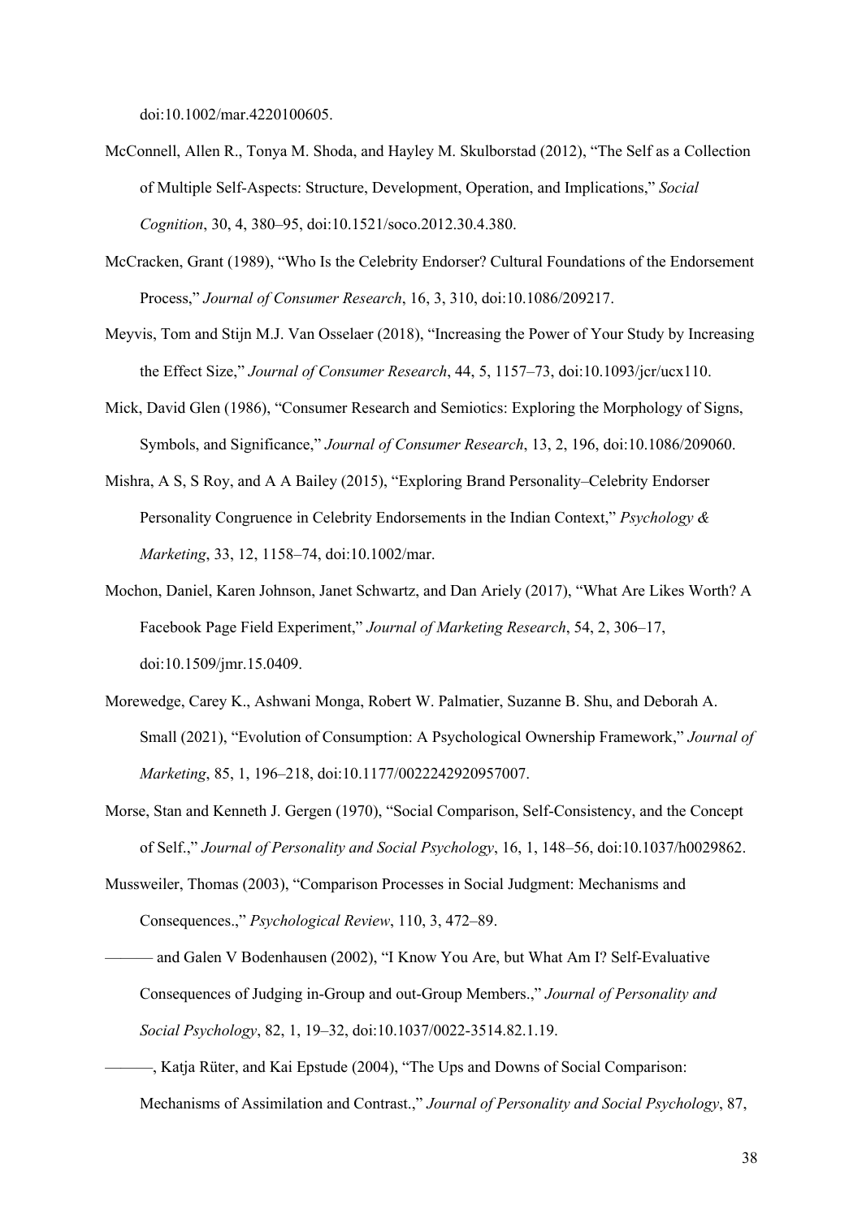doi:10.1002/mar.4220100605.

McConnell, Allen R., Tonya M. Shoda, and Hayley M. Skulborstad (2012), "The Self as a Collection of Multiple Self-Aspects: Structure, Development, Operation, and Implications," *Social Cognition*, 30, 4, 380–95, doi:10.1521/soco.2012.30.4.380.

McCracken, Grant (1989), "Who Is the Celebrity Endorser? Cultural Foundations of the Endorsement Process," *Journal of Consumer Research*, 16, 3, 310, doi:10.1086/209217.

Meyvis, Tom and Stijn M.J. Van Osselaer (2018), "Increasing the Power of Your Study by Increasing the Effect Size," *Journal of Consumer Research*, 44, 5, 1157–73, doi:10.1093/jcr/ucx110.

Mick, David Glen (1986), "Consumer Research and Semiotics: Exploring the Morphology of Signs, Symbols, and Significance," *Journal of Consumer Research*, 13, 2, 196, doi:10.1086/209060.

Mishra, A S, S Roy, and A A Bailey (2015), "Exploring Brand Personality–Celebrity Endorser Personality Congruence in Celebrity Endorsements in the Indian Context," *Psychology & Marketing*, 33, 12, 1158–74, doi:10.1002/mar.

Mochon, Daniel, Karen Johnson, Janet Schwartz, and Dan Ariely (2017), "What Are Likes Worth? A Facebook Page Field Experiment," *Journal of Marketing Research*, 54, 2, 306–17, doi:10.1509/jmr.15.0409.

Morewedge, Carey K., Ashwani Monga, Robert W. Palmatier, Suzanne B. Shu, and Deborah A. Small (2021), "Evolution of Consumption: A Psychological Ownership Framework," *Journal of Marketing*, 85, 1, 196–218, doi:10.1177/0022242920957007.

Morse, Stan and Kenneth J. Gergen (1970), "Social Comparison, Self-Consistency, and the Concept of Self.," *Journal of Personality and Social Psychology*, 16, 1, 148–56, doi:10.1037/h0029862.

Mussweiler, Thomas (2003), "Comparison Processes in Social Judgment: Mechanisms and Consequences.," *Psychological Review*, 110, 3, 472–89.

——— and Galen V Bodenhausen (2002), "I Know You Are, but What Am I? Self-Evaluative Consequences of Judging in-Group and out-Group Members.," *Journal of Personality and Social Psychology*, 82, 1, 19–32, doi:10.1037/0022-3514.82.1.19.

———, Katja Rüter, and Kai Epstude (2004), "The Ups and Downs of Social Comparison: Mechanisms of Assimilation and Contrast.," *Journal of Personality and Social Psychology*, 87,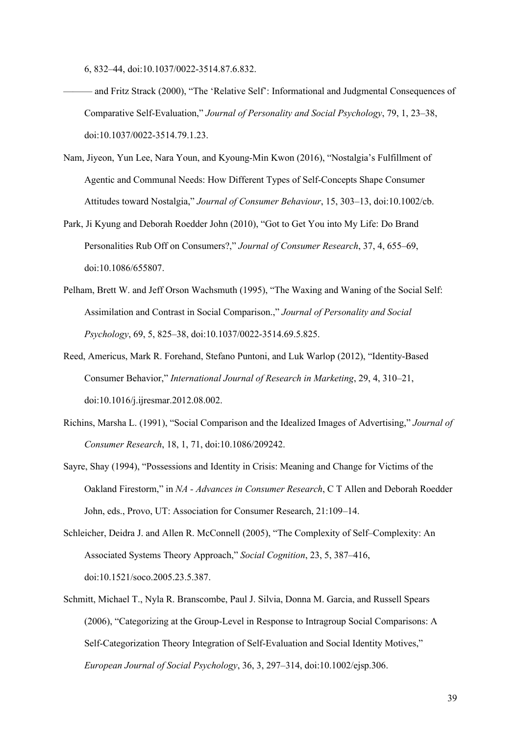6, 832–44, doi:10.1037/0022-3514.87.6.832.

——— and Fritz Strack (2000), "The 'Relative Self': Informational and Judgmental Consequences of Comparative Self-Evaluation," *Journal of Personality and Social Psychology*, 79, 1, 23–38, doi:10.1037/0022-3514.79.1.23.

Nam, Jiyeon, Yun Lee, Nara Youn, and Kyoung-Min Kwon (2016), "Nostalgia's Fulfillment of Agentic and Communal Needs: How Different Types of Self-Concepts Shape Consumer Attitudes toward Nostalgia," *Journal of Consumer Behaviour*, 15, 303–13, doi:10.1002/cb.

Park, Ji Kyung and Deborah Roedder John (2010), "Got to Get You into My Life: Do Brand Personalities Rub Off on Consumers?," *Journal of Consumer Research*, 37, 4, 655–69, doi:10.1086/655807.

Pelham, Brett W. and Jeff Orson Wachsmuth (1995), "The Waxing and Waning of the Social Self: Assimilation and Contrast in Social Comparison.," *Journal of Personality and Social Psychology*, 69, 5, 825–38, doi:10.1037/0022-3514.69.5.825.

Reed, Americus, Mark R. Forehand, Stefano Puntoni, and Luk Warlop (2012), "Identity-Based Consumer Behavior," *International Journal of Research in Marketing*, 29, 4, 310–21, doi:10.1016/j.ijresmar.2012.08.002.

Richins, Marsha L. (1991), "Social Comparison and the Idealized Images of Advertising," *Journal of Consumer Research*, 18, 1, 71, doi:10.1086/209242.

Sayre, Shay (1994), "Possessions and Identity in Crisis: Meaning and Change for Victims of the Oakland Firestorm," in *NA - Advances in Consumer Research*, C T Allen and Deborah Roedder John, eds., Provo, UT: Association for Consumer Research, 21:109–14.

Schleicher, Deidra J. and Allen R. McConnell (2005), "The Complexity of Self–Complexity: An Associated Systems Theory Approach," *Social Cognition*, 23, 5, 387–416, doi:10.1521/soco.2005.23.5.387.

Schmitt, Michael T., Nyla R. Branscombe, Paul J. Silvia, Donna M. Garcia, and Russell Spears (2006), "Categorizing at the Group-Level in Response to Intragroup Social Comparisons: A Self-Categorization Theory Integration of Self-Evaluation and Social Identity Motives," *European Journal of Social Psychology*, 36, 3, 297–314, doi:10.1002/ejsp.306.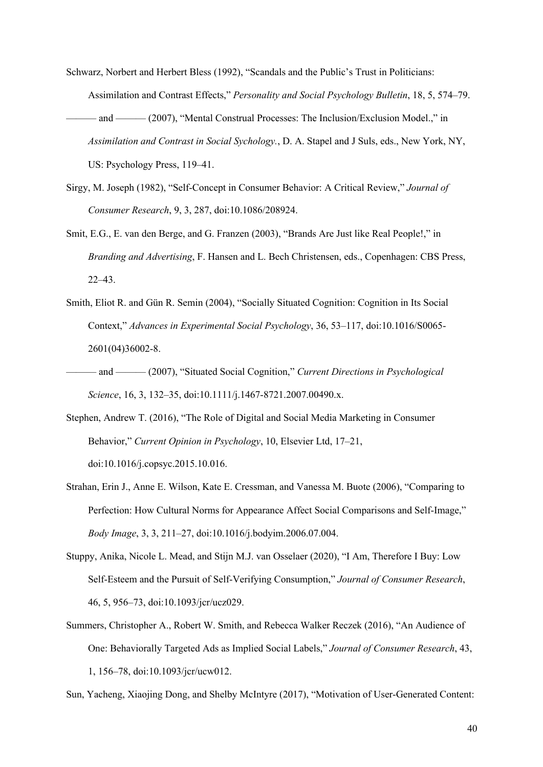Schwarz, Norbert and Herbert Bless (1992), "Scandals and the Public's Trust in Politicians: Assimilation and Contrast Effects," *Personality and Social Psychology Bulletin*, 18, 5, 574–79.

——— and ——— (2007), "Mental Construal Processes: The Inclusion/Exclusion Model.," in *Assimilation and Contrast in Social Sychology.*, D. A. Stapel and J Suls, eds., New York, NY, US: Psychology Press, 119–41.

Sirgy, M. Joseph (1982), "Self-Concept in Consumer Behavior: A Critical Review," *Journal of Consumer Research*, 9, 3, 287, doi:10.1086/208924.

Smit, E.G., E. van den Berge, and G. Franzen (2003), "Brands Are Just like Real People!," in *Branding and Advertising*, F. Hansen and L. Bech Christensen, eds., Copenhagen: CBS Press, 22–43.

Smith, Eliot R. and Gün R. Semin (2004), "Socially Situated Cognition: Cognition in Its Social Context," *Advances in Experimental Social Psychology*, 36, 53–117, doi:10.1016/S0065-2601(04)36002-8.

——— and ——— (2007), "Situated Social Cognition," *Current Directions in Psychological Science*, 16, 3, 132–35, doi:10.1111/j.1467-8721.2007.00490.x.

Stephen, Andrew T. (2016), "The Role of Digital and Social Media Marketing in Consumer Behavior," *Current Opinion in Psychology*, 10, Elsevier Ltd, 17–21, doi:10.1016/j.copsyc.2015.10.016.

Strahan, Erin J., Anne E. Wilson, Kate E. Cressman, and Vanessa M. Buote (2006), "Comparing to Perfection: How Cultural Norms for Appearance Affect Social Comparisons and Self-Image," *Body Image*, 3, 3, 211–27, doi:10.1016/j.bodyim.2006.07.004.

Stuppy, Anika, Nicole L. Mead, and Stijn M.J. van Osselaer (2020), "I Am, Therefore I Buy: Low Self-Esteem and the Pursuit of Self-Verifying Consumption," *Journal of Consumer Research*, 46, 5, 956–73, doi:10.1093/jcr/ucz029.

Summers, Christopher A., Robert W. Smith, and Rebecca Walker Reczek (2016), "An Audience of One: Behaviorally Targeted Ads as Implied Social Labels," *Journal of Consumer Research*, 43, 1, 156–78, doi:10.1093/jcr/ucw012.

Sun, Yacheng, Xiaojing Dong, and Shelby McIntyre (2017), "Motivation of User-Generated Content: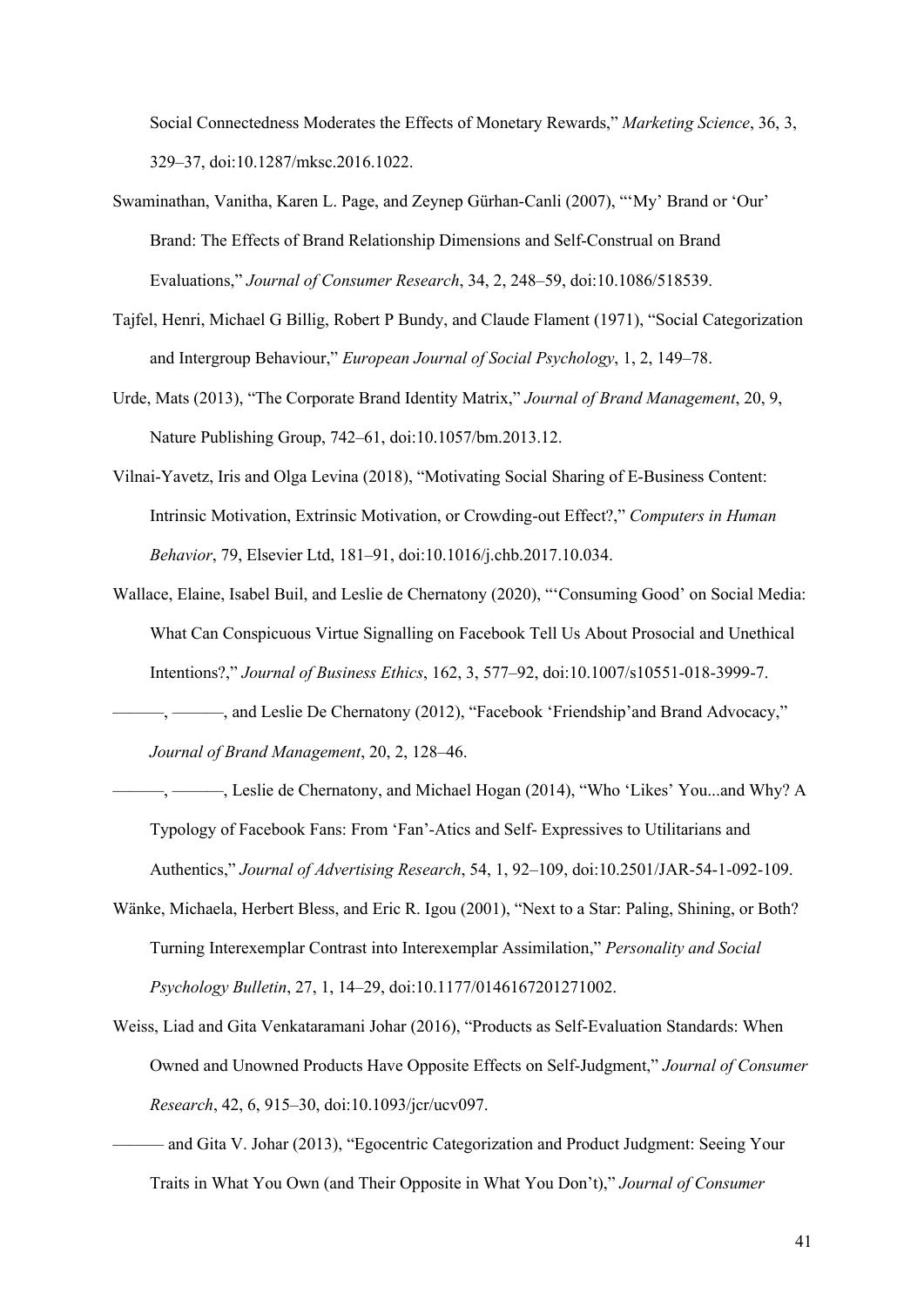Social Connectedness Moderates the Effects of Monetary Rewards," *Marketing Science*, 36, 3, 329–37, doi:10.1287/mksc.2016.1022.

Swaminathan, Vanitha, Karen L. Page, and Zeynep Gürhan-Canli (2007), "'My' Brand or 'Our' Brand: The Effects of Brand Relationship Dimensions and Self-Construal on Brand Evaluations," *Journal of Consumer Research*, 34, 2, 248–59, doi:10.1086/518539.

Tajfel, Henri, Michael G Billig, Robert P Bundy, and Claude Flament (1971), "Social Categorization and Intergroup Behaviour," *European Journal of Social Psychology*, 1, 2, 149–78.

Urde, Mats (2013), "The Corporate Brand Identity Matrix," *Journal of Brand Management*, 20, 9, Nature Publishing Group, 742–61, doi:10.1057/bm.2013.12.

Vilnai-Yavetz, Iris and Olga Levina (2018), "Motivating Social Sharing of E-Business Content: Intrinsic Motivation, Extrinsic Motivation, or Crowding-out Effect?," *Computers in Human Behavior*, 79, Elsevier Ltd, 181–91, doi:10.1016/j.chb.2017.10.034.

Wallace, Elaine, Isabel Buil, and Leslie de Chernatony (2020), "'Consuming Good' on Social Media: What Can Conspicuous Virtue Signalling on Facebook Tell Us About Prosocial and Unethical Intentions?," *Journal of Business Ethics*, 162, 3, 577–92, doi:10.1007/s10551-018-3999-7.

———, ———, and Leslie De Chernatony (2012), "Facebook 'Friendship'and Brand Advocacy," *Journal of Brand Management*, 20, 2, 128–46.

———, ———, Leslie de Chernatony, and Michael Hogan (2014), "Who 'Likes' You...and Why? A Typology of Facebook Fans: From 'Fan'-Atics and Self- Expressives to Utilitarians and Authentics," *Journal of Advertising Research*, 54, 1, 92–109, doi:10.2501/JAR-54-1-092-109.

Wänke, Michaela, Herbert Bless, and Eric R. Igou (2001), "Next to a Star: Paling, Shining, or Both? Turning Interexemplar Contrast into Interexemplar Assimilation," *Personality and Social Psychology Bulletin*, 27, 1, 14–29, doi:10.1177/0146167201271002.

Weiss, Liad and Gita Venkataramani Johar (2016), "Products as Self-Evaluation Standards: When Owned and Unowned Products Have Opposite Effects on Self-Judgment," *Journal of Consumer Research*, 42, 6, 915–30, doi:10.1093/jcr/ucv097.

——— and Gita V. Johar (2013), "Egocentric Categorization and Product Judgment: Seeing Your Traits in What You Own (and Their Opposite in What You Don't)," *Journal of Consumer*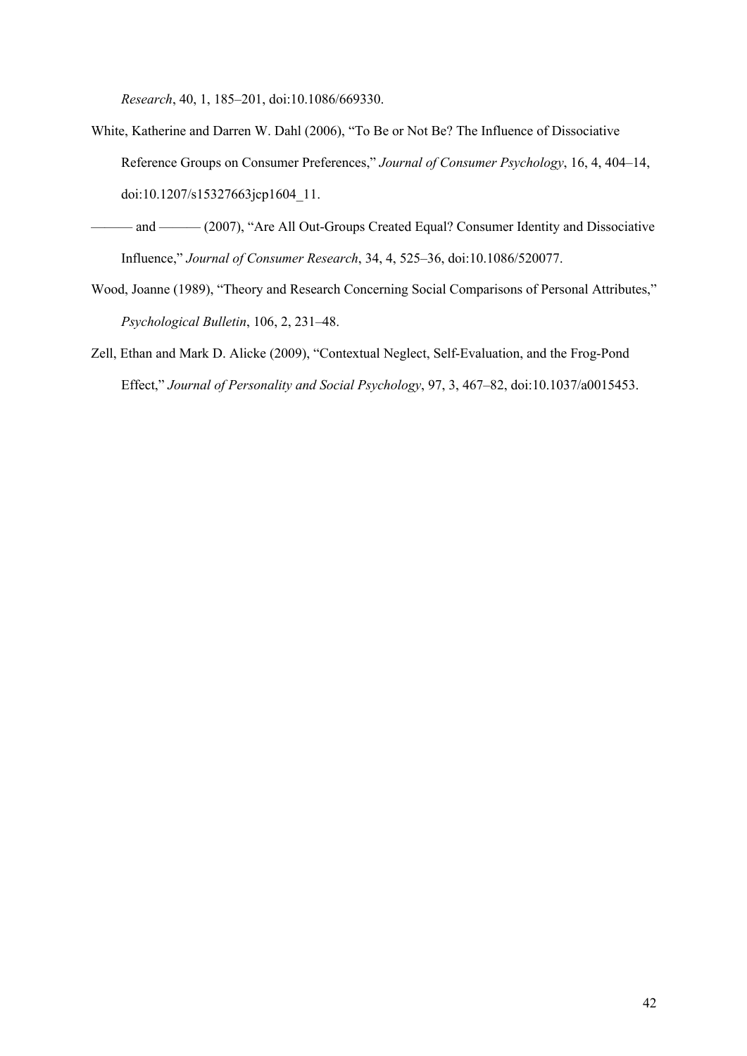*Research*, 40, 1, 185–201, doi:10.1086/669330.

White, Katherine and Darren W. Dahl (2006), "To Be or Not Be? The Influence of Dissociative Reference Groups on Consumer Preferences," *Journal of Consumer Psychology*, 16, 4, 404–14, doi:10.1207/s15327663jcp1604_11.

——— and ——— (2007), "Are All Out-Groups Created Equal? Consumer Identity and Dissociative Influence," *Journal of Consumer Research*, 34, 4, 525–36, doi:10.1086/520077.

Wood, Joanne (1989), "Theory and Research Concerning Social Comparisons of Personal Attributes," *Psychological Bulletin*, 106, 2, 231–48.

Zell, Ethan and Mark D. Alicke (2009), "Contextual Neglect, Self-Evaluation, and the Frog-Pond Effect," *Journal of Personality and Social Psychology*, 97, 3, 467–82, doi:10.1037/a0015453.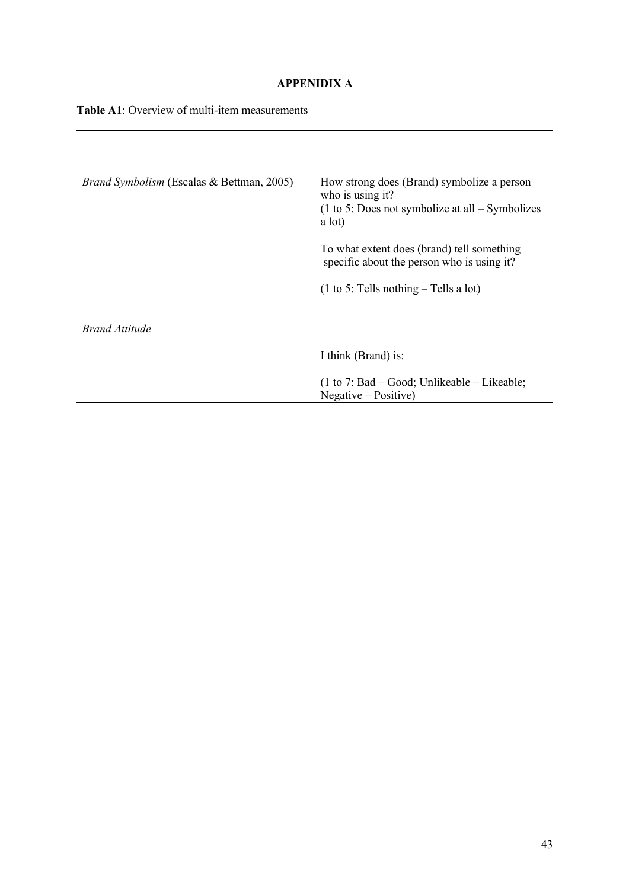**APPENIDIX A**

**Table A1**: Overview of multi-item measurements

| | |
|---|---|
| *Brand Symbolism* (Escalas & Bettman, 2005) | How strong does (Brand) symbolize a person who is using it? (1 to 5: Does not symbolize at all – Symbolizes a lot)<br><br>To what extent does (brand) tell something specific about the person who is using it?<br><br>(1 to 5: Tells nothing – Tells a lot) |
| *Brand Attitude* | |
| | I think (Brand) is:<br><br>(1 to 7: Bad – Good; Unlikeable – Likeable; Negative – Positive) |